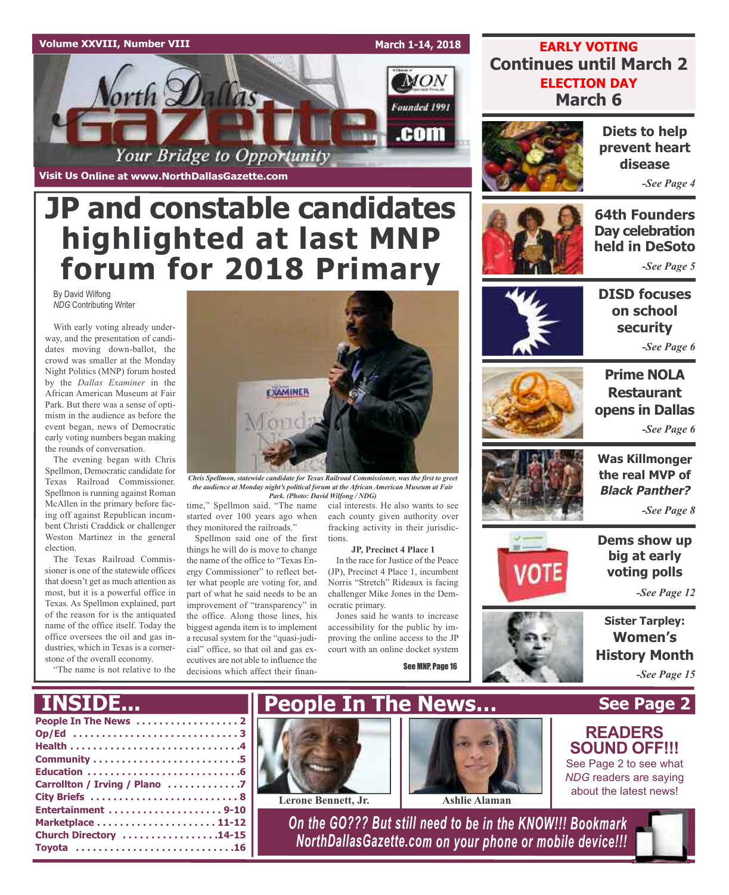Volume XXVIII, Number VIII — March 1-14, 2018

# North Dallas Gazette

Your Bridge to Opportunity

Founded 1991 — .com

Visit Us Online at www.NorthDallasGazette.com

**EARLY VOTING**
**Continues until March 2**
**ELECTION DAY**
**March 6**

# JP and constable candidates highlighted at last MNP forum for 2018 Primary

By David Wilfong
*NDG* Contributing Writer

With early voting already underway, and the presentation of candidates moving down-ballot, the crowd was smaller at the Monday Night Politics (MNP) forum hosted by the *Dallas Examiner* in the African American Museum at Fair Park. But there was a sense of optimism in the audience as before the event began, news of Democratic early voting numbers began making the rounds of conversation.

The evening began with Chris Spellmon, Democratic candidate for Texas Railroad Commissioner. Spellmon is running against Roman McAllen in the primary before facing off against Republican incumbent Christi Craddick or challenger Weston Martinez in the general election.

The Texas Railroad Commissioner is one of the statewide offices that doesn't get as much attention as most, but it is a powerful office in Texas. As Spellmon explained, part of the reason for is the antiquated name of the office itself. Today the office oversees the oil and gas industries, which in Texas is a cornerstone of the overall economy.

"The name is not relative to the time," Spellmon said. "The name started over 100 years ago when they monitored the railroads."

*Chris Spellmon, statewide candidate for Texas Railroad Commissioner, was the first to greet the audience at Monday night's political forum at the African American Museum at Fair Park. (Photo: David Wilfong / NDG)*

Spellmon said one of the first things he will do is move to change the name of the office to "Texas Energy Commissioner" to reflect better what people are voting for, and part of what he said needs to be an improvement of "transparency" in the office. Along those lines, his biggest agenda item is to implement a recusal system for the "quasi-judicial" office, so that oil and gas executives are not able to influence the decisions which affect their financial interests. He also wants to see each county given authority over fracking activity in their jurisdictions.

**JP, Precinct 4 Place 1**

In the race for Justice of the Peace (JP), Precinct 4 Place 1, incumbent Norris "Stretch" Rideaux is facing challenger Mike Jones in the Democratic primary.

Jones said he wants to increase accessibility for the public by improving the online access to the JP court with an online docket system

See MNP, Page 16

**Diets to help prevent heart disease** -See Page 4

**64th Founders Day celebration held in DeSoto** -See Page 5

**DISD focuses on school security** -See Page 6

**Prime NOLA Restaurant opens in Dallas** -See Page 6

**Was Killmonger the real MVP of *Black Panther?*** -See Page 8

**Dems show up big at early voting polls** -See Page 12

**Sister Tarpley: Women's History Month** -See Page 15

## INSIDE...

- People In The News . . . . . 2
- Op/Ed . . . . . 3
- Health . . . . . 4
- Community . . . . . 5
- Education . . . . . 6
- Carrollton / Irving / Plano . . . . . 7
- City Briefs . . . . . 8
- Entertainment . . . . . 9-10
- Marketplace . . . . . 11-12
- Church Directory . . . . . 14-15
- Toyota . . . . . 16

## People In The News... See Page 2

Lerone Bennett, Jr.

Ashlie Alaman

**READERS SOUND OFF!!!**
See Page 2 to see what *NDG* readers are saying about the latest news!

*On the GO??? But still need to be in the KNOW!!! Bookmark NorthDallasGazette.com on your phone or mobile device!!!*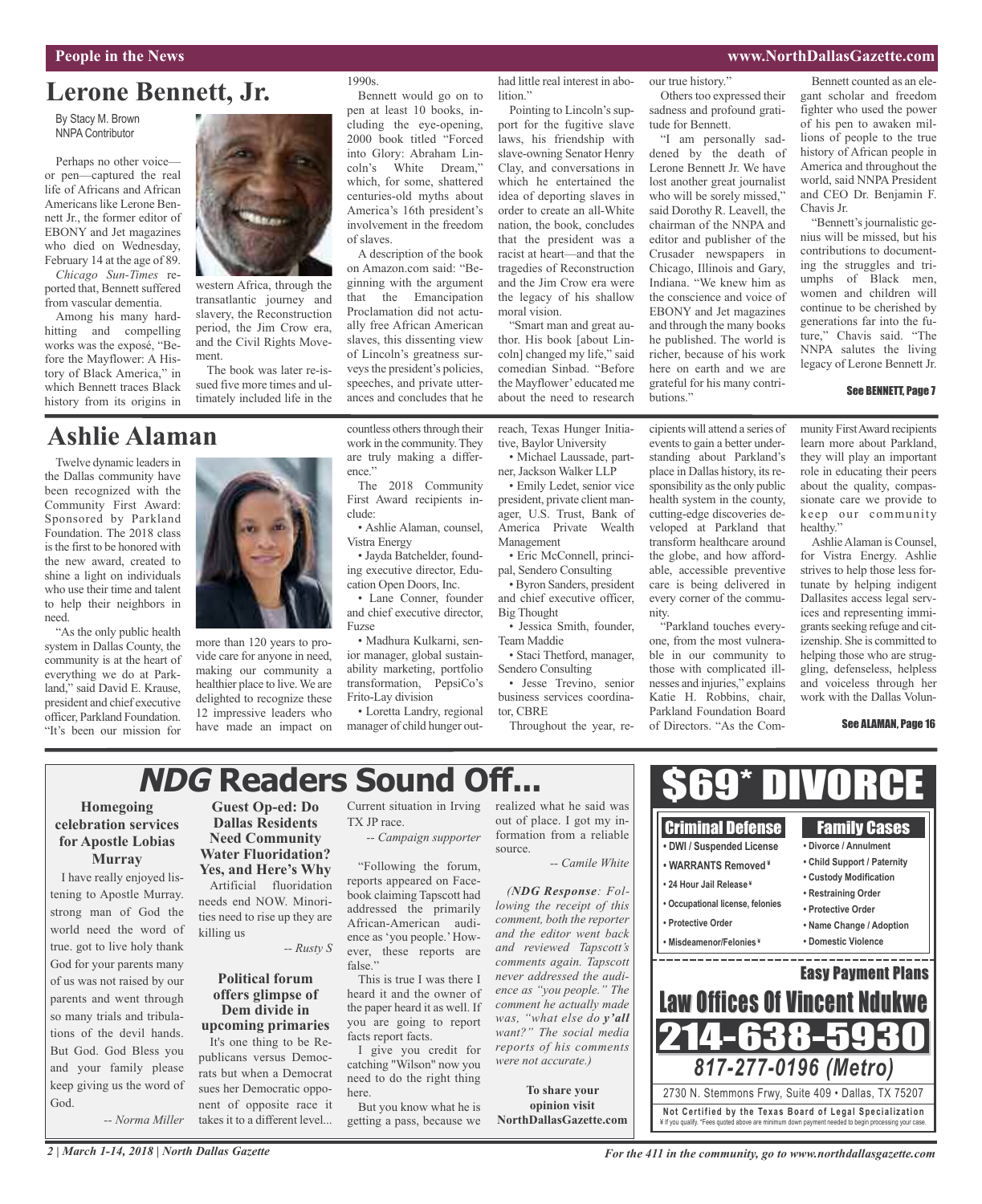## Lerone Bennett, Jr.

By Stacy M. Brown
NNPA Contributor

Perhaps no other voice—or pen—captured the real life of Africans and African Americans like Lerone Bennett Jr., the former editor of EBONY and Jet magazines who died on Wednesday, February 14 at the age of 89.

*Chicago Sun-Times* reported that, Bennett suffered from vascular dementia.

Among his many hard-hitting and compelling works was the exposé, "Before the Mayflower: A History of Black America," in which Bennett traces Black history from its origins in western Africa, through the transatlantic journey and slavery, the Reconstruction period, the Jim Crow era, and the Civil Rights Movement.

The book was later re-issued five more times and ultimately included life in the 1990s.

Bennett would go on to pen at least 10 books, including the eye-opening, 2000 book titled "Forced into Glory: Abraham Lincoln's White Dream," which, for some, shattered centuries-old myths about America's 16th president's involvement in the freedom of slaves.

A description of the book on Amazon.com said: "Beginning with the argument that the Emancipation Proclamation did not actually free African American slaves, this dissenting view of Lincoln's greatness surveys the president's policies, speeches, and private utterances and concludes that he had little real interest in abolition."

Pointing to Lincoln's support for the fugitive slave laws, his friendship with slave-owning Senator Henry Clay, and conversations in which he entertained the idea of deporting slaves in order to create an all-White nation, the book, concludes that the president was a racist at heart—and that the tragedies of Reconstruction and the Jim Crow era were the legacy of his shallow moral vision.

"Smart man and great author. His book [about Lincoln] changed my life," said comedian Sinbad. "Before the Mayflower' educated me about the need to research our true history."

Others too expressed their sadness and profound gratitude for Bennett.

"I am personally saddened by the death of Lerone Bennett Jr. We have lost another great journalist who will be sorely missed," said Dorothy R. Leavell, the chairman of the NNPA and editor and publisher of the Crusader newspapers in Chicago, Illinois and Gary, Indiana. "We knew him as the conscience and voice of EBONY and Jet magazines and through the many books he published. The world is richer, because of his work here on earth and we are grateful for his many contributions."

Bennett counted as an elegant scholar and freedom fighter who used the power of his pen to awaken millions of people to the true history of African people in America and throughout the world, said NNPA President and CEO Dr. Benjamin F. Chavis Jr.

"Bennett's journalistic genius will be missed, but his contributions to documenting the struggles and triumphs of Black men, women and children will continue to be cherished by generations far into the future," Chavis said. "The NNPA salutes the living legacy of Lerone Bennett Jr.

See BENNETT, Page 7

## Ashlie Alaman

Twelve dynamic leaders in the Dallas community have been recognized with the Community First Award: Sponsored by Parkland Foundation. The 2018 class is the first to be honored with the new award, created to shine a light on individuals who use their time and talent to help their neighbors in need.

"As the only public health system in Dallas County, the community is at the heart of everything we do at Parkland," said David E. Krause, president and chief executive officer, Parkland Foundation. "It's been our mission for more than 120 years to provide care for anyone in need, making our community a healthier place to live. We are delighted to recognize these 12 impressive leaders who have made an impact on countless others through their work in the community. They are truly making a difference."

The 2018 Community First Award recipients include:

- Ashlie Alaman, counsel, Vistra Energy
- Jayda Batchelder, founding executive director, Education Open Doors, Inc.
- Lane Conner, founder and chief executive director, Fuzse
- Madhura Kulkarni, senior manager, global sustainability marketing, portfolio transformation, PepsiCo's Frito-Lay division
- Loretta Landry, regional manager of child hunger outreach, Texas Hunger Initiative, Baylor University
- Michael Laussade, partner, Jackson Walker LLP
- Emily Ledet, senior vice president, private client manager, U.S. Trust, Bank of America Private Wealth Management
- Eric McConnell, principal, Sendero Consulting
- Byron Sanders, president and chief executive officer, Big Thought
- Jessica Smith, founder, Team Maddie
- Staci Thetford, manager, Sendero Consulting
- Jesse Trevino, senior business services coordinator, CBRE

Throughout the year, recipients will attend a series of events to gain a better understanding about Parkland's place in Dallas history, its responsibility as the only public health system in the county, cutting-edge discoveries developed at Parkland that transform healthcare around the globe, and how affordable, accessible preventive care is being delivered in every corner of the community.

"Parkland touches everyone, from the most vulnerable in our community to those with complicated illnesses and injuries," explains Katie H. Robbins, chair, Parkland Foundation Board of Directors. "As the Community First Award recipients learn more about Parkland, they will play an important role in educating their peers about the quality, compassionate care we provide to keep our community healthy."

Ashlie Alaman is Counsel, for Vistra Energy. Ashlie strives to help those less fortunate by helping indigent Dallasites access legal services and representing immigrants seeking refuge and citizenship. She is committed to helping those who are struggling, defenseless, helpless and voiceless through her work with the Dallas Volun-

See ALAMAN, Page 16

## *NDG* Readers Sound Off...

### Homegoing celebration services for Apostle Lobias Murray

I have really enjoyed listening to Apostle Murray. strong man of God the world need the word of true. got to live holy thank God for your parents many of us was not raised by our parents and went through so many trials and tribulations of the devil hands. But God. God Bless you and your family please keep giving us the word of God.

*-- Norma Miller*

### Guest Op-ed: Do Dallas Residents Need Community Water Fluoridation? Yes, and Here's Why

Artificial fluoridation needs end NOW. Minorities need to rise up they are killing us

*-- Rusty S*

### Political forum offers glimpse of Dem divide in upcoming primaries

It's one thing to be Republicans versus Democrats but when a Democrat sues her Democratic opponent of opposite race it takes it to a different level... Current situation in Irving TX JP race.

*-- Campaign supporter*

"Following the forum, reports appeared on Facebook claiming Tapscott had addressed the primarily African-American audience as 'you people.' However, these reports are false."

This is true I was there I heard it and the owner of the paper heard it as well. If you are going to report facts report facts.

I give you credit for catching "Wilson" now you need to do the right thing here.

But you know what he is getting a pass, because we realized what he said was out of place. I got my information from a reliable source.

*-- Camile White*

*(**NDG Response**: Following the receipt of this comment, both the reporter and the editor went back and reviewed Tapscott's comments again. Tapscott never addressed the audience as "you people." The comment he actually made was, "what else do **y'all** want?" The social media reports of his comments were not accurate.)*

**To share your opinion visit NorthDallasGazette.com**

**$69* DIVORCE**

**Criminal Defense**
- DWI / Suspended License
- WARRANTS Removed ¥
- 24 Hour Jail Release ¥
- Occupational license, felonies
- Protective Order
- Misdeamenor/Felonies ¥

**Family Cases**
- Divorce / Annulment
- Child Support / Paternity
- Custody Modification
- Restraining Order
- Protective Order
- Name Change / Adoption
- Domestic Violence

**Easy Payment Plans**

**Law Offices Of Vincent Ndukwe**

**214-638-5930**

***817-277-0196 (Metro)***

2730 N. Stemmons Frwy, Suite 409 • Dallas, TX 75207

**Not Certified by the Texas Board of Legal Specialization**
¥ If you qualify. *Fees quoted above are minimum down payment needed to begin processing your case.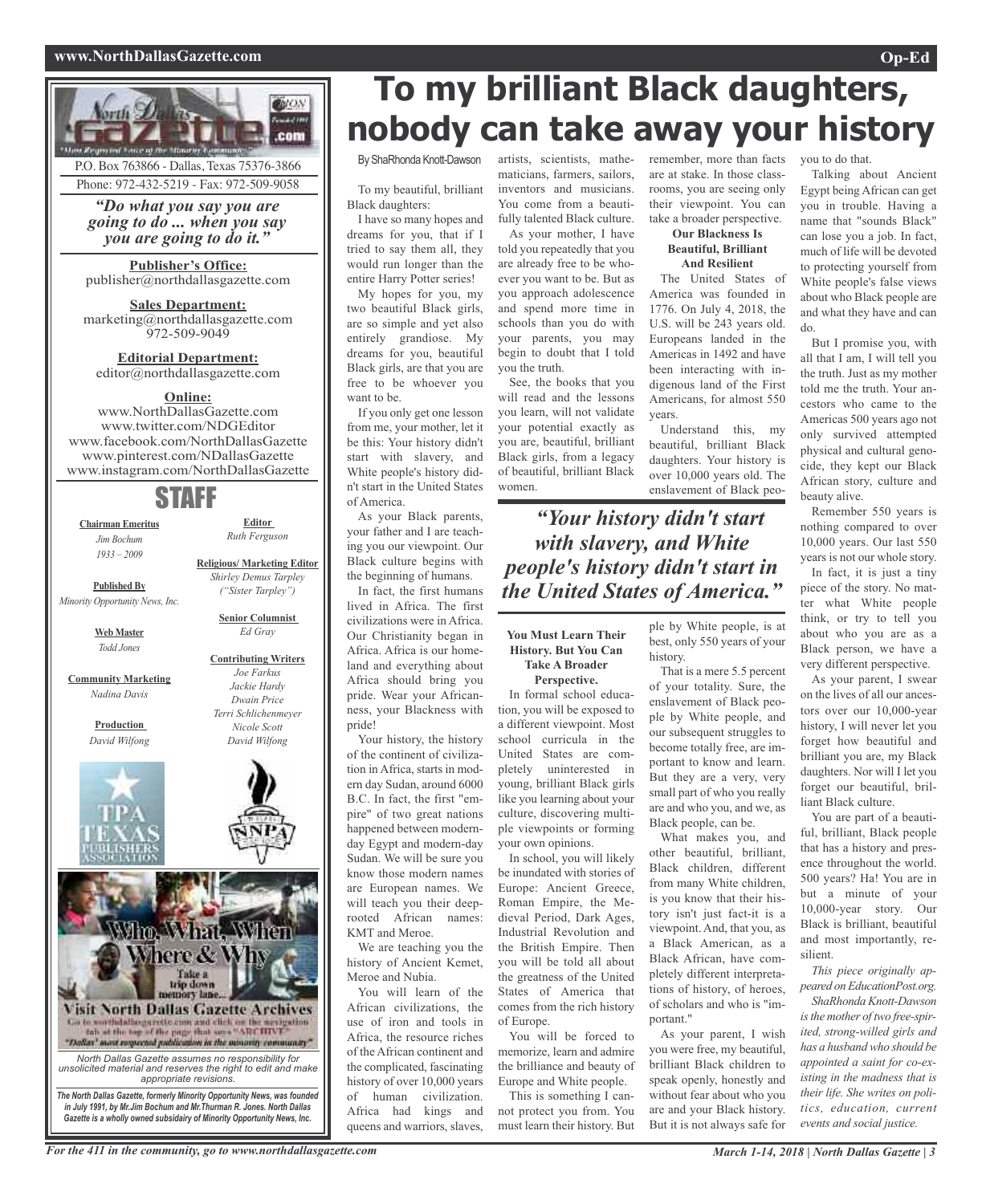P.O. Box 763866 - Dallas, Texas 75376-3866
Phone: 972-432-5219 - Fax: 972-509-9058

*"Do what you say you are going to do ... when you say you are going to do it."*

**Publisher's Office:**
publisher@northdallasgazette.com

**Sales Department:**
marketing@northdallasgazette.com
972-509-9049

**Editorial Department:**
editor@northdallasgazette.com

**Online:**
www.NorthDallasGazette.com
www.twitter.com/NDGEditor
www.facebook.com/NorthDallasGazette
www.pinterest.com/NDallasGazette
www.instagram.com/NorthDallasGazette

## STAFF

**Chairman Emeritus**
*Jim Bochum*
*1933 – 2009*

**Published By**
*Minority Opportunity News, Inc.*

**Web Master**
*Todd Jones*

**Community Marketing**
*Nadina Davis*

**Production**
*David Wilfong*

**Editor**
*Ruth Ferguson*

**Religious/ Marketing Editor**
*Shirley Demus Tarpley*
*("Sister Tarpley")*

**Senior Columnist**
*Ed Gray*

**Contributing Writers**
*Joe Farkus*
*Jackie Hardy*
*Dwain Price*
*Terri Schlichenmeyer*
*Nicole Scott*
*David Wilfong*

**Who, What, When, Where & Why**
Take a trip down memory lane...
**Visit North Dallas Gazette Archives**
Go to northdallasgazette.com and click on the navigation tab at the top of the page that says "ARCHIVE"
"Dallas' most respected publication in the minority community"

*North Dallas Gazette assumes no responsibility for unsolicited material and reserves the right to edit and make appropriate revisions.*

***The North Dallas Gazette, formerly Minority Opportunity News, was founded in July 1991, by Mr.Jim Bochum and Mr.Thurman R. Jones. North Dallas Gazette is a wholly owned subsidairy of Minority Opportunity News, Inc.***

# To my brilliant Black daughters, nobody can take away your history

By ShaRhonda Knott-Dawson

To my beautiful, brilliant Black daughters:

I have so many hopes and dreams for you, that if I tried to say them all, they would run longer than the entire Harry Potter series!

My hopes for you, my two beautiful Black girls, are so simple and yet also entirely grandiose. My dreams for you, beautiful Black girls, are that you are free to be whoever you want to be.

If you only get one lesson from me, your mother, let it be this: Your history didn't start with slavery, and White people's history didn't start in the United States of America.

As your Black parents, your father and I are teaching you our viewpoint. Our Black culture begins with the beginning of humans.

In fact, the first humans lived in Africa. The first civilizations were in Africa. Our Christianity began in Africa. Africa is our homeland and everything about Africa should bring you pride. Wear your Africanness, your Blackness with pride!

Your history, the history of the continent of civilization in Africa, starts in modern day Sudan, around 6000 B.C. In fact, the first "empire" of two great nations happened between modern-day Egypt and modern-day Sudan. We will be sure you know those modern names are European names. We will teach you their deep-rooted African names: KMT and Meroe.

We are teaching you the history of Ancient Kemet, Meroe and Nubia.

You will learn of the African civilizations, the use of iron and tools in Africa, the resource riches of the African continent and the complicated, fascinating history of over 10,000 years of human civilization. Africa had kings and queens and warriors, slaves, artists, scientists, mathematicians, farmers, sailors, inventors and musicians. You come from a beautifully talented Black culture.

As your mother, I have told you repeatedly that you are already free to be whoever you want to be. But as you approach adolescence and spend more time in schools than you do with your parents, you may begin to doubt that I told you the truth.

See, the books that you will read and the lessons you learn, will not validate your potential exactly as you are, beautiful, brilliant Black girls, from a legacy of beautiful, brilliant Black women.

> *"Your history didn't start with slavery, and White people's history didn't start in the United States of America."*

### You Must Learn Their History. But You Can Take A Broader Perspective.

In formal school education, you will be exposed to a different viewpoint. Most school curricula in the United States are completely uninterested in young, brilliant Black girls like you learning about your culture, discovering multiple viewpoints or forming your own opinions.

In school, you will likely be inundated with stories of Europe: Ancient Greece, Roman Empire, the Medieval Period, Dark Ages, Industrial Revolution and the British Empire. Then you will be told all about the greatness of the United States of America that comes from the rich history of Europe.

You will be forced to memorize, learn and admire the brilliance and beauty of Europe and White people.

This is something I cannot protect you from. You must learn their history. But remember, more than facts are at stake. In those classrooms, you are seeing only their viewpoint. You can take a broader perspective.

### Our Blackness Is Beautiful, Brilliant And Resilient

The United States of America was founded in 1776. On July 4, 2018, the U.S. will be 243 years old. Europeans landed in the Americas in 1492 and have been interacting with indigenous land of the First Americans, for almost 550 years.

Understand this, my beautiful, brilliant Black daughters. Your history is over 10,000 years old. The enslavement of Black people by White people, is at best, only 550 years of your history.

That is a mere 5.5 percent of your totality. Sure, the enslavement of Black people by White people, and our subsequent struggles to become totally free, are important to know and learn. But they are a very, very small part of who you really are and who you, and we, as Black people, can be.

What makes you, and other beautiful, brilliant, Black children, different from many White children, is you know that their history isn't just fact-it is a viewpoint. And, that you, as a Black American, as a Black African, have completely different interpretations of history, of heroes, of scholars and who is "important."

As your parent, I wish you were free, my beautiful, brilliant Black children to speak openly, honestly and without fear about who you are and your Black history. But it is not always safe for you to do that.

Talking about Ancient Egypt being African can get you in trouble. Having a name that "sounds Black" can lose you a job. In fact, much of life will be devoted to protecting yourself from White people's false views about who Black people are and what they have and can do.

But I promise you, with all that I am, I will tell you the truth. Just as my mother told me the truth. Your ancestors who came to the Americas 500 years ago not only survived attempted physical and cultural genocide, they kept our Black African story, culture and beauty alive.

Remember 550 years is nothing compared to over 10,000 years. Our last 550 years is not our whole story.

In fact, it is just a tiny piece of the story. No matter what White people think, or try to tell you about who you are as a Black person, we have a very different perspective.

As your parent, I swear on the lives of all our ancestors over our 10,000-year history, I will never let you forget how beautiful and brilliant you are, my Black daughters. Nor will I let you forget our beautiful, brilliant Black culture.

You are part of a beautiful, brilliant Black people that has a history and presence throughout the world. 500 years? Ha! You are in but a minute of your 10,000-year story. Our Black is brilliant, beautiful and most importantly, resilient.

*This piece originally appeared on EducationPost.org.*

*ShaRhonda Knott-Dawson is the mother of two free-spirited, strong-willed girls and has a husband who should be appointed a saint for co-existing in the madness that is their life. She writes on politics, education, current events and social justice.*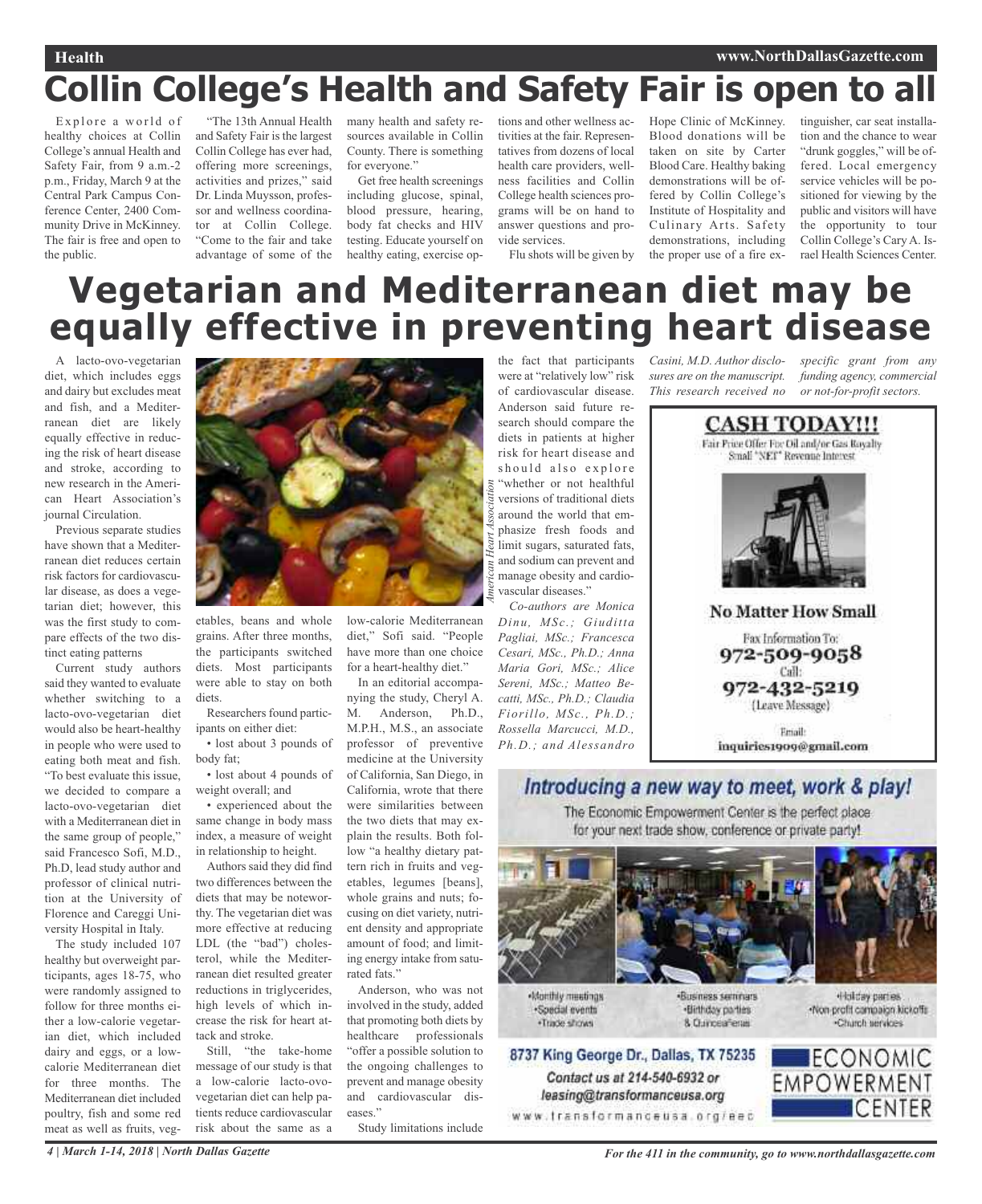# Collin College's Health and Safety Fair is open to all

Explore a world of healthy choices at Collin College's annual Health and Safety Fair, from 9 a.m.-2 p.m., Friday, March 9 at the Central Park Campus Conference Center, 2400 Community Drive in McKinney. The fair is free and open to the public.

"The 13th Annual Health and Safety Fair is the largest Collin College has ever had, offering more screenings, activities and prizes," said Dr. Linda Muysson, professor and wellness coordinator at Collin College. "Come to the fair and take advantage of some of the many health and safety resources available in Collin County. There is something for everyone."

Get free health screenings including glucose, spinal, blood pressure, hearing, body fat checks and HIV testing. Educate yourself on healthy eating, exercise options and other wellness activities at the fair. Representatives from dozens of local health care providers, wellness facilities and Collin College health sciences programs will be on hand to answer questions and provide services.

Flu shots will be given by Hope Clinic of McKinney. Blood donations will be taken on site by Carter BloodCare. Healthy baking demonstrations will be offered by Collin College's Institute of Hospitality and Culinary Arts. Safety demonstrations, including the proper use of a fire extinguisher, car seat installation and the chance to wear "drunk goggles," will be offered. Local emergency service vehicles will be positioned for viewing by the public and visitors will have the opportunity to tour Collin College's Cary A. Israel Health Sciences Center.

# Vegetarian and Mediterranean diet may be equally effective in preventing heart disease

A lacto-ovo-vegetarian diet, which includes eggs and dairy but excludes meat and fish, and a Mediterranean diet are likely equally effective in reducing the risk of heart disease and stroke, according to new research in the American Heart Association's journal Circulation.

Previous separate studies have shown that a Mediterranean diet reduces certain risk factors for cardiovascular disease, as does a vegetarian diet; however, this was the first study to compare effects of the two distinct eating patterns

Current study authors said they wanted to evaluate whether switching to a lacto-ovo-vegetarian diet would also be heart-healthy in people who were used to eating both meat and fish. "To best evaluate this issue, we decided to compare a lacto-ovo-vegetarian diet with a Mediterranean diet in the same group of people," said Francesco Sofi, M.D., Ph.D, lead study author and professor of clinical nutrition at the University of Florence and Careggi University Hospital in Italy.

The study included 107 healthy but overweight participants, ages 18-75, who were randomly assigned to follow for three months either a low-calorie vegetarian diet, which included dairy and eggs, or a low-calorie Mediterranean diet for three months. The Mediterranean diet included poultry, fish and some red meat as well as fruits, vegetables, beans and whole grains. After three months, the participants switched diets. Most participants were able to stay on both diets.

*American Heart Association*

Researchers found participants on either diet:

- lost about 3 pounds of body fat;
- lost about 4 pounds of weight overall; and
- experienced about the same change in body mass index, a measure of weight in relationship to height.

Authors said they did find two differences between the diets that may be noteworthy. The vegetarian diet was more effective at reducing LDL (the "bad") cholesterol, while the Mediterranean diet resulted greater reductions in triglycerides, high levels of which increase the risk for heart attack and stroke.

Still, "the take-home message of our study is that a low-calorie lacto-ovo-vegetarian diet can help patients reduce cardiovascular risk about the same as a low-calorie Mediterranean diet," Sofi said. "People have more than one choice for a heart-healthy diet."

In an editorial accompanying the study, Cheryl A. M. Anderson, Ph.D., M.P.H., M.S., an associate professor of preventive medicine at the University of California, San Diego, in California, wrote that there were similarities between the two diets that may explain the results. Both follow "a healthy dietary pattern rich in fruits and vegetables, legumes [beans], whole grains and nuts; focusing on diet variety, nutrient density and appropriate amount of food; and limiting energy intake from saturated fats."

Anderson, who was not involved in the study, added that promoting both diets by healthcare professionals "offer a possible solution to the ongoing challenges to prevent and manage obesity and cardiovascular diseases."

Study limitations include the fact that participants were at "relatively low" risk of cardiovascular disease. Anderson said future research should compare the diets in patients at higher risk for heart disease and should also explore "whether or not healthful versions of traditional diets around the world that emphasize fresh foods and limit sugars, saturated fats, and sodium can prevent and manage obesity and cardiovascular diseases."

*Co-authors are Monica Dinu, MSc.; Giuditta Pagliai, MSc.; Francesca Cesari, MSc., Ph.D.; Anna Maria Gori, MSc.; Alice Sereni, MSc.; Matteo Becatti, MSc., Ph.D.; Claudia Fiorillo, MSc., Ph.D.; Rossella Marcucci, M.D., Ph.D.; and Alessandro Casini, M.D. Author disclosures are on the manuscript. This research received no specific grant from any funding agency, commercial or not-for-profit sectors.*

**CASH TODAY!!!**

Fair Price Offer For Oil and/or Gas Royalty Small "NET" Revenue Interest

**No Matter How Small**

Fax Information To: 972-509-9058

Call: 972-432-5219 (Leave Message)

Email: inquiries1909@gmail.com

***Introducing a new way to meet, work & play!***

The Economic Empowerment Center is the perfect place for your next trade show, conference or private party!

- Monthly meetings
- Special events
- Trade shows
- Business seminars
- Birthday parties
- & Quinceañeras
- Holiday parties
- Non-profit campaign kickoffs
- Church services

**8737 King George Dr., Dallas, TX 75235**

*Contact us at 214-540-6932 or leasing@transformanceusa.org*

www.transformanceusa.org/eec

ECONOMIC EMPOWERMENT CENTER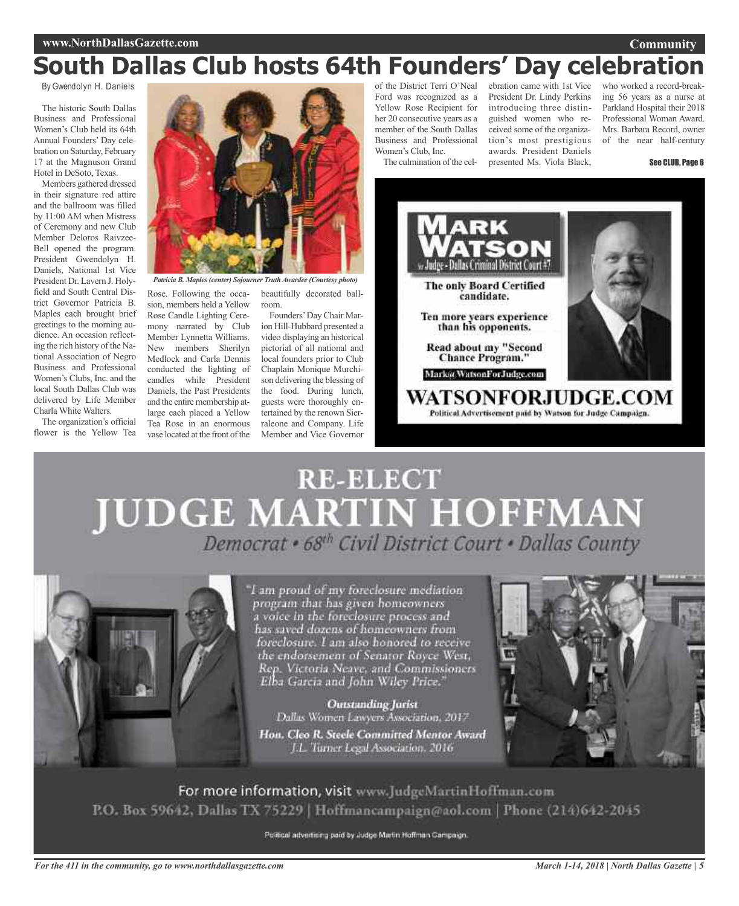# South Dallas Club hosts 64th Founders' Day celebration

By Gwendolyn H. Daniels

The historic South Dallas Business and Professional Women's Club held its 64th Annual Founders' Day celebration on Saturday, February 17 at the Magnuson Grand Hotel in DeSoto, Texas.

Members gathered dressed in their signature red attire and the ballroom was filled by 11:00 AM when Mistress of Ceremony and new Club Member Deloros Raivzee-Bell opened the program. President Gwendolyn H. Daniels, National 1st Vice President Dr. Lavern J. Holyfield and South Central District Governor Patricia B. Maples each brought brief greetings to the morning audience. An occasion reflecting the rich history of the National Association of Negro Business and Professional Women's Clubs, Inc. and the local South Dallas Club was delivered by Life Member Charla White Walters.

The organization's official flower is the Yellow Tea Rose. Following the occasion, members held a Yellow Rose Candle Lighting Ceremony narrated by Club Member Lynnetta Williams. New members Sherilyn Medlock and Carla Dennis conducted the lighting of candles while President Daniels, the Past Presidents and the entire membership at-large each placed a Yellow Tea Rose in an enormous vase located at the front of the beautifully decorated ballroom.

*Patricia B. Maples (center) Sojourner Truth Awardee (Courtesy photo)*

Founders' Day Chair Marion Hill-Hubbard presented a video displaying an historical pictorial of all national and local founders prior to Club Chaplain Monique Murchison delivering the blessing of the food. During lunch, guests were thoroughly entertained by the renown Sierraleone and Company. Life Member and Vice Governor of the District Terri O'Neal Ford was recognized as a Yellow Rose Recipient for her 20 consecutive years as a member of the South Dallas Business and Professional Women's Club, Inc.

The culmination of the celebration came with 1st Vice President Dr. Lindy Perkins introducing three distinguished women who received some of the organization's most prestigious awards. President Daniels presented Ms. Viola Black, who worked a record-breaking 56 years as a nurse at Parkland Hospital their 2018 Professional Woman Award. Mrs. Barbara Record, owner of the near half-century

See CLUB, Page 6

---

**MARK WATSON**
for Judge - Dallas Criminal District Court #7

The only Board Certified candidate.

Ten more years experience than his opponents.

Read about my "Second Chance Program."

Mark@WatsonForJudge.com

**WATSONFORJUDGE.COM**

Political Advertisement paid by Watson for Judge Campaign.

---

**RE-ELECT**
**JUDGE MARTIN HOFFMAN**
*Democrat • 68th Civil District Court • Dallas County*

*"I am proud of my foreclosure mediation program that has given homeowners a voice in the foreclosure process and has saved dozens of homeowners from foreclosure. I am also honored to receive the endorsement of Senator Royce West, Rep. Victoria Neave, and Commissioners Elba Garcia and John Wiley Price."*

***Outstanding Jurist***
*Dallas Women Lawyers Association, 2017*

***Hon. Cleo R. Steele Committed Mentor Award***
*J.L. Turner Legal Association, 2016*

For more information, visit www.JudgeMartinHoffman.com
P.O. Box 59642, Dallas TX 75229 | Hoffmancampaign@aol.com | Phone (214)642-2045

Political advertising paid by Judge Martin Hoffman Campaign.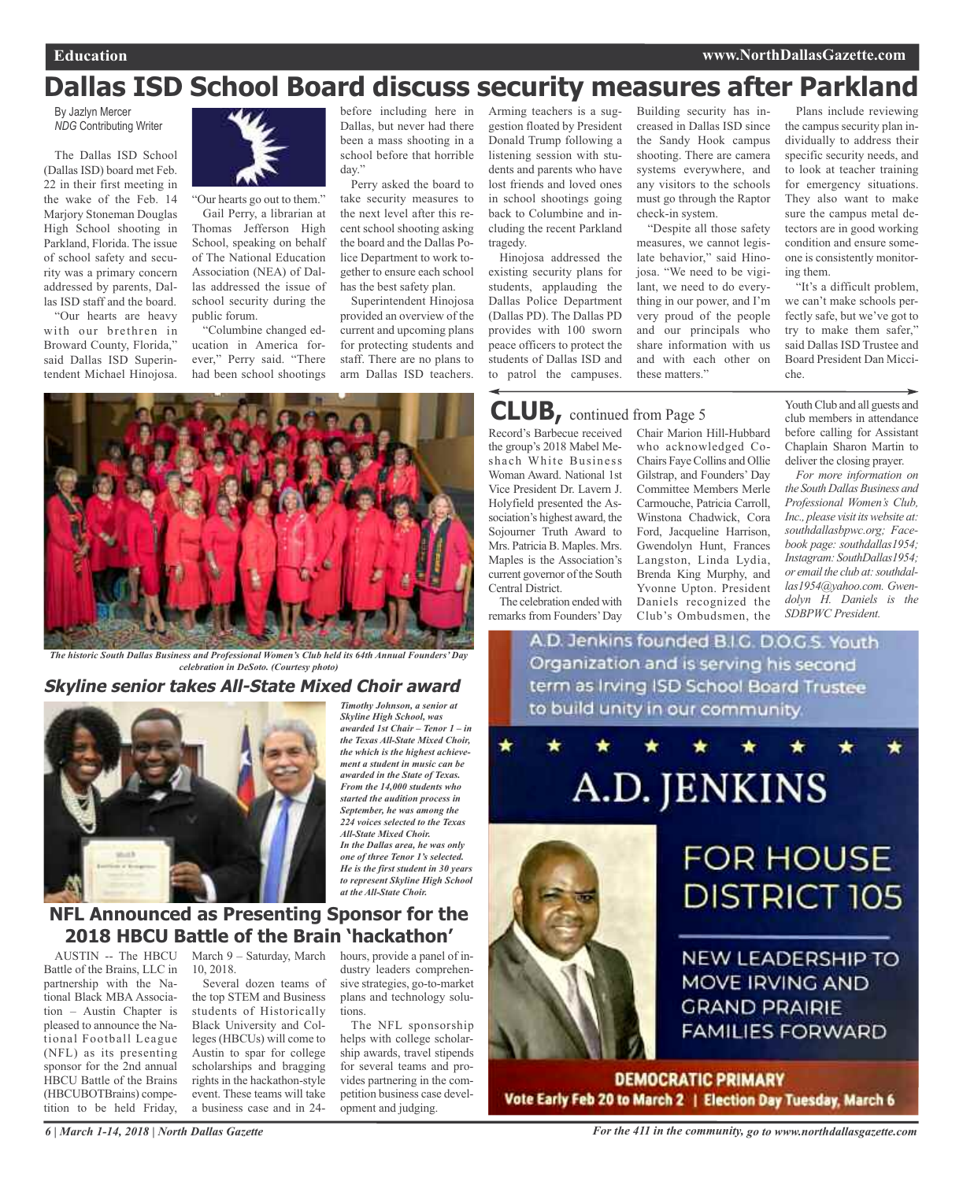# Dallas ISD School Board discuss security measures after Parkland

By Jazlyn Mercer
*NDG* Contributing Writer

The Dallas ISD School (Dallas ISD) board met Feb. 22 in their first meeting in the wake of the Feb. 14 Marjory Stoneman Douglas High School shooting in Parkland, Florida. The issue of school safety and security was a primary concern addressed by parents, Dallas ISD staff and the board.

"Our hearts are heavy with our brethren in Broward County, Florida," said Dallas ISD Superintendent Michael Hinojosa. "Our hearts go out to them."

Gail Perry, a librarian at Thomas Jefferson High School, speaking on behalf of The National Education Association (NEA) of Dallas addressed the issue of school security during the public forum.

"Columbine changed education in America forever," Perry said. "There had been school shootings before including here in Dallas, but never had there been a mass shooting in a school before that horrible day."

Perry asked the board to take security measures to the next level after this recent school shooting asking the board and the Dallas Police Department to work together to ensure each school has the best safety plan.

Superintendent Hinojosa provided an overview of the current and upcoming plans for protecting students and staff. There are no plans to arm Dallas ISD teachers. Arming teachers is a suggestion floated by President Donald Trump following a listening session with students and parents who have lost friends and loved ones in school shootings going back to Columbine and including the recent Parkland tragedy.

Hinojosa addressed the existing security plans for students, applauding the Dallas Police Department (Dallas PD). The Dallas PD provides with 100 sworn peace officers to protect the students of Dallas ISD and to patrol the campuses.

Building security has increased in Dallas ISD since the Sandy Hook campus shooting. There are camera systems everywhere, and any visitors to the schools must go through the Raptor check-in system.

"Despite all those safety measures, we cannot legislate behavior," said Hinojosa. "We need to be vigilant, we need to do everything in our power, and I'm very proud of the people and our principals who share information with us and with each other on these matters."

Plans include reviewing the campus security plan individually to address their specific security needs, and to look at teacher training for emergency situations. They also want to make sure the campus metal detectors are in good working condition and ensure someone is consistently monitoring them.

"It's a difficult problem, we can't make schools perfectly safe, but we've got to try to make them safer," said Dallas ISD Trustee and Board President Dan Micciche.

*The historic South Dallas Business and Professional Women's Club held its 64th Annual Founders' Day celebration in DeSoto. (Courtesy photo)*

## CLUB, continued from Page 5

Record's Barbecue received the group's 2018 Mabel Meshach White Business Woman Award. National 1st Vice President Dr. Lavern J. Holyfield presented the Association's highest award, the Sojourner Truth Award to Mrs. Patricia B. Maples. Mrs. Maples is the Association's current governor of the South Central District.

The celebration ended with remarks from Founders' Day Chair Marion Hill-Hubbard who acknowledged Co-Chairs Faye Collins and Ollie Gilstrap, and Founders' Day Committee Members Merle Carmouche, Patricia Carroll, Winstona Chadwick, Cora Ford, Jacqueline Harrison, Gwendolyn Hunt, Frances Langston, Linda Lydia, Brenda King Murphy, and Yvonne Upton. President Daniels recognized the Club's Ombudsmen, the Youth Club and all guests and club members in attendance before calling for Assistant Chaplain Sharon Martin to deliver the closing prayer.

*For more information on the South Dallas Business and Professional Women's Club, Inc., please visit its website at: southdallasbpwc.org; Facebook page: southdallas1954; Instagram: SouthDallas1954; or email the club at: southdallas1954@yahoo.com. Gwendolyn H. Daniels is the SDBPWC President.*

## *Skyline senior takes All-State Mixed Choir award*

***Timothy Johnson, a senior at Skyline High School, was awarded 1st Chair – Tenor 1 – in the Texas All-State Mixed Choir, the which is the highest achievement a student in music can be awarded in the State of Texas. From the 14,000 students who started the audition process in September, he was among the 224 voices selected to the Texas All-State Mixed Choir. In the Dallas area, he was only one of three Tenor 1's selected. He is the first student in 30 years to represent Skyline High School at the All-State Choir.***

## NFL Announced as Presenting Sponsor for the 2018 HBCU Battle of the Brain 'hackathon'

AUSTIN -- The HBCU Battle of the Brains, LLC in partnership with the National Black MBA Association – Austin Chapter is pleased to announce the National Football League (NFL) as its presenting sponsor for the 2nd annual HBCU Battle of the Brains (HBCUBOTBrains) competition to be held Friday, March 9 – Saturday, March 10, 2018.

Several dozen teams of the top STEM and Business students of Historically Black University and Colleges (HBCUs) will come to Austin to spar for college scholarships and bragging rights in the hackathon-style event. These teams will take a business case and in 24-hours, provide a panel of industry leaders comprehensive strategies, go-to-market plans and technology solutions.

The NFL sponsorship helps with college scholarship awards, travel stipends for several teams and provides partnering in the competition business case development and judging.

A.D. Jenkins founded B.I.G. D.O.G.S. Youth Organization and is serving his second term as Irving ISD School Board Trustee to build unity in our community.

# A.D. JENKINS

## FOR HOUSE DISTRICT 105

NEW LEADERSHIP TO MOVE IRVING AND GRAND PRAIRIE FAMILIES FORWARD

**DEMOCRATIC PRIMARY**
**Vote Early Feb 20 to March 2 | Election Day Tuesday, March 6**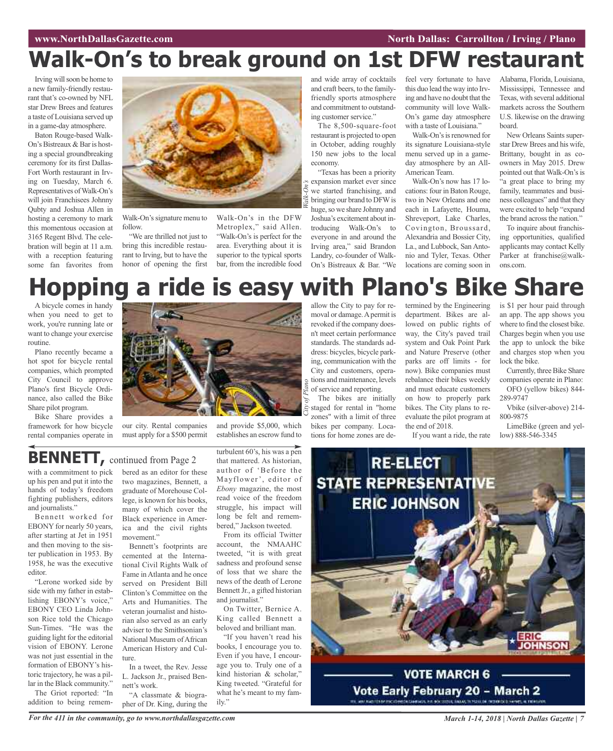# Walk-On's to break ground on 1st DFW restaurant

Irving will soon be home to a new family-friendly restaurant that's co-owned by NFL star Drew Brees and features a taste of Louisiana served up in a game-day atmosphere.

Baton Rouge-based Walk-On's Bistreaux & Bar is hosting a special groundbreaking ceremony for its first Dallas-Fort Worth restaurant in Irving on Tuesday, March 6. Representatives of Walk-On's will join Franchisees Johnny Qubty and Joshua Allen in hosting a ceremony to mark this momentous occasion at 3165 Regent Blvd. The celebration will begin at 11 a.m. with a reception featuring some fan favorites from Walk-On's signature menu to follow.

"We are thrilled not just to bring this incredible restaurant to Irving, but to have the honor of opening the first Walk-On's in the DFW Metroplex," said Allen. "Walk-On's is perfect for the area. Everything about it is superior to the typical sports bar, from the incredible food and wide array of cocktails and craft beers, to the family-friendly sports atmosphere and commitment to outstanding customer service."

The 8,500-square-foot restaurant is projected to open in October, adding roughly 150 new jobs to the local economy.

"Texas has been a priority expansion market ever since we started franchising, and bringing our brand to DFW is huge, so we share Johnny and Joshua's excitement about introducing Walk-On's to everyone in and around the Irving area," said Brandon Landry, co-founder of Walk-On's Bistreaux & Bar. "We feel very fortunate to have this duo lead the way into Irving and have no doubt that the community will love Walk-On's game day atmosphere with a taste of Louisiana."

Walk-On's is renowned for its signature Louisiana-style menu served up in a game-day atmosphere by an All-American Team.

Walk-On's now has 17 locations: four in Baton Rouge, two in New Orleans and one each in Lafayette, Houma, Shreveport, Lake Charles, Covington, Broussard, Alexandria and Bossier City, La., and Lubbock, San Antonio and Tyler, Texas. Other locations are coming soon in Alabama, Florida, Louisiana, Mississippi, Tennessee and Texas, with several additional markets across the Southern U.S. likewise on the drawing board.

New Orleans Saints superstar Drew Brees and his wife, Brittany, bought in as co-owners in May 2015. Drew pointed out that Walk-On's is "a great place to bring my family, teammates and business colleagues" and that they were excited to help "expand the brand across the nation."

To inquire about franchising opportunities, qualified applicants may contact Kelly Parker at franchise@walk-ons.com.

# Hopping a ride is easy with Plano's Bike Share

A bicycle comes in handy when you need to get to work, you're running late or want to change your exercise routine.

Plano recently became a hot spot for bicycle rental companies, which prompted City Council to approve Plano's first Bicycle Ordinance, also called the Bike Share pilot program.

Bike Share provides a framework for how bicycle rental companies operate in our city. Rental companies must apply for a $500 permit and provide $5,000, which establishes an escrow fund to allow the City to pay for removal or damage. A permit is revoked if the company doesn't meet certain performance standards. The standards address: bicycles, bicycle parking, communication with the City and customers, operations and maintenance, levels of service and reporting.

The bikes are initially staged for rental in "home zones" with a limit of three bikes per company. Locations for home zones are determined by the Engineering department. Bikes are allowed on public rights of way, the City's paved trail system and Oak Point Park and Nature Preserve (other parks are off limits - for now). Bike companies must rebalance their bikes weekly and must educate customers on how to properly park bikes. The City plans to re-evaluate the pilot program at the end of 2018.

If you want a ride, the rate is $1 per hour paid through an app. The app shows you where to find the closest bike. Charges begin when you use the app to unlock the bike and charges stop when you lock the bike.

Currently, three Bike Share companies operate in Plano:

OFO (yellow bikes) 844-289-9747

Vbike (silver-above) 214-800-9875

LimeBike (green and yellow) 888-546-3345

## BENNETT, continued from Page 2

with a commitment to pick up his pen and put it into the hands of today's freedom fighting publishers, editors and journalists."

Bennett worked for EBONY for nearly 50 years, after starting at Jet in 1951 and then moving to the sister publication in 1953. By 1958, he was the executive editor.

"Lerone worked side by side with my father in establishing EBONY's voice," EBONY CEO Linda Johnson Rice told the Chicago Sun-Times. "He was the guiding light for the editorial vision of EBONY. Lerone was not just essential in the formation of EBONY's historic trajectory, he was a pillar in the Black community."

The Griot reported: "In addition to being remembered as an editor for these two magazines, Bennett, a graduate of Morehouse College, is known for his books, many of which cover the Black experience in America and the civil rights movement."

Bennett's footprints are cemented at the International Civil Rights Walk of Fame in Atlanta and he once served on President Bill Clinton's Committee on the Arts and Humanities. The veteran journalist and historian also served as an early adviser to the Smithsonian's National Museum of African American History and Culture.

In a tweet, the Rev. Jesse L. Jackson Jr., praised Bennett's work.

"A classmate & biographer of Dr. King, during the turbulent 60's, his was a pen that mattered. As historian, author of 'Before the Mayflower', editor of *Ebony* magazine, the most read voice of the freedom struggle, his impact will long be felt and remembered," Jackson tweeted.

From its official Twitter account, the NMAAHC tweeted, "it is with great sadness and profound sense of loss that we share the news of the death of Lerone Bennett Jr., a gifted historian and journalist."

On Twitter, Bernice A. King called Bennett a beloved and brilliant man.

"If you haven't read his books, I encourage you to. Even if you have, I encourage you to. Truly one of a kind historian & scholar," King tweeted. "Grateful for what he's meant to my family."

RE-ELECT STATE REPRESENTATIVE ERIC JOHNSON

VOTE MARCH 6

Vote Early February 20 – March 2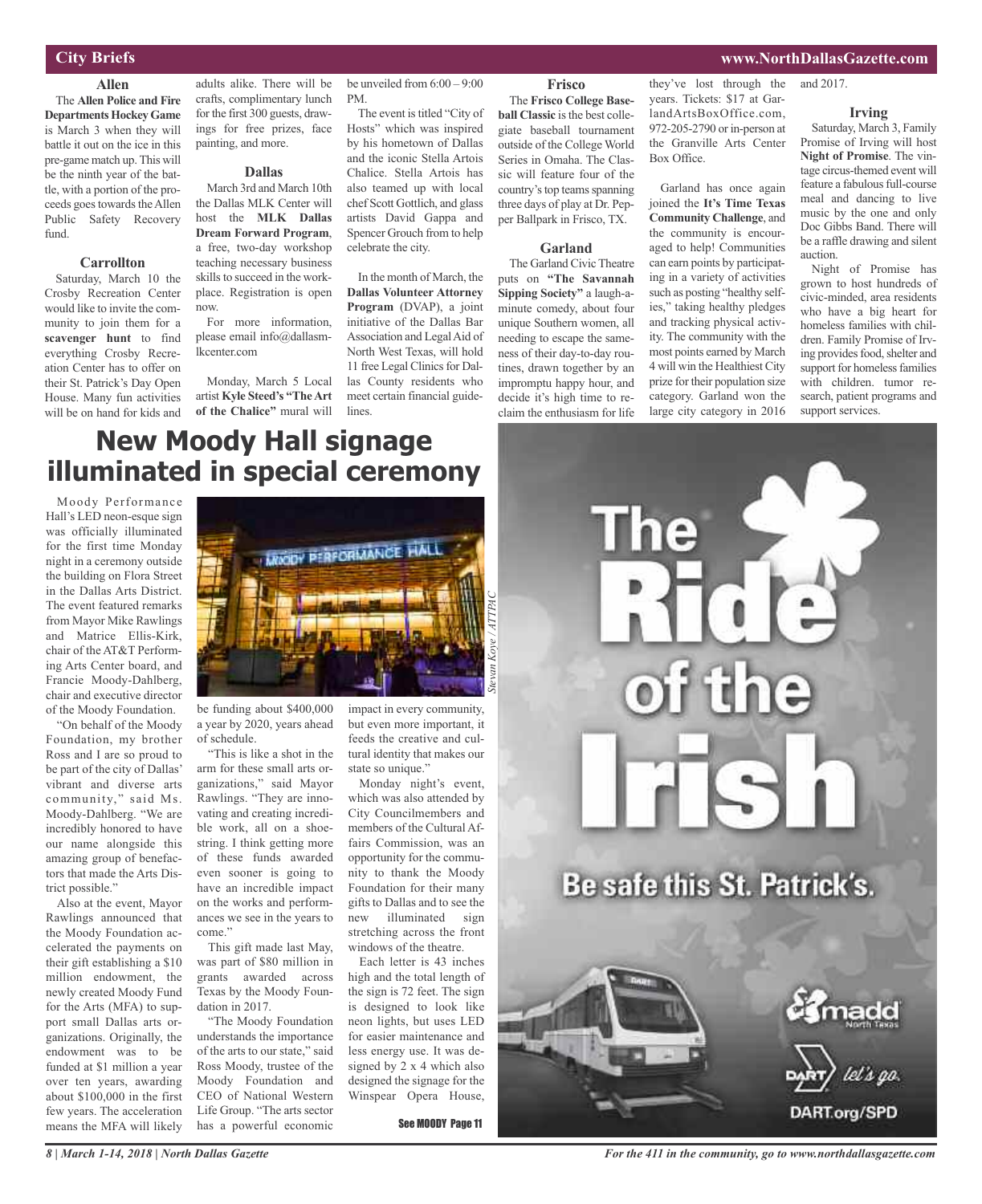## City Briefs

### Allen

The **Allen Police and Fire Departments Hockey Game** is March 3 when they will battle it out on the ice in this pre-game match up. This will be the ninth year of the battle, with a portion of the proceeds goes towards the Allen Public Safety Recovery fund.

### Carrollton

Saturday, March 10 the Crosby Recreation Center would like to invite the community to join them for a **scavenger hunt** to find everything Crosby Recreation Center has to offer on their St. Patrick's Day Open House. Many fun activities will be on hand for kids and adults alike. There will be crafts, complimentary lunch for the first 300 guests, drawings for free prizes, face painting, and more.

### Dallas

March 3rd and March 10th the Dallas MLK Center will host the **MLK Dallas Dream Forward Program**, a free, two-day workshop teaching necessary business skills to succeed in the workplace. Registration is open now.

For more information, please email info@dallasmlkcenter.com

Monday, March 5 Local artist **Kyle Steed's "The Art of the Chalice"** mural will be unveiled from 6:00 – 9:00 PM.

The event is titled "City of Hosts" which was inspired by his hometown of Dallas and the iconic Stella Artois Chalice. Stella Artois has also teamed up with local chef Scott Gottlich, and glass artists David Gappa and Spencer Grouch from to help celebrate the city.

In the month of March, the **Dallas Volunteer Attorney Program** (DVAP), a joint initiative of the Dallas Bar Association and Legal Aid of North West Texas, will hold 11 free Legal Clinics for Dallas County residents who meet certain financial guidelines.

### Frisco

The **Frisco College Baseball Classic** is the best collegiate baseball tournament outside of the College World Series in Omaha. The Classic will feature four of the country's top teams spanning three days of play at Dr. Pepper Ballpark in Frisco, TX.

### Garland

The Garland Civic Theatre puts on **"The Savannah Sipping Society"** a laugh-a-minute comedy, about four unique Southern women, all needing to escape the sameness of their day-to-day routines, drawn together by an impromptu happy hour, and decide it's high time to reclaim the enthusiasm for life they've lost through the years. Tickets: $17 at GarlandArtsBoxOffice.com, 972-205-2790 or in-person at the Granville Arts Center Box Office.

Garland has once again joined the **It's Time Texas Community Challenge**, and the community is encouraged to help! Communities can earn points by participating in a variety of activities such as posting "healthy selfies," taking healthy pledges and tracking physical activity. The community with the most points earned by March 4 will win the Healthiest City prize for their population size category. Garland won the large city category in 2016 and 2017.

### Irving

Saturday, March 3, Family Promise of Irving will host **Night of Promise**. The vintage circus-themed event will feature a fabulous full-course meal and dancing to live music by the one and only Doc Gibbs Band. There will be a raffle drawing and silent auction.

Night of Promise has grown to host hundreds of civic-minded, area residents who have a big heart for homeless families with children. Family Promise of Irving provides food, shelter and support for homeless families with children. tumor research, patient programs and support services.

# New Moody Hall signage illuminated in special ceremony

*Stevan Koye / ATTPAC*

Moody Performance Hall's LED neon-esque sign was officially illuminated for the first time Monday night in a ceremony outside the building on Flora Street in the Dallas Arts District. The event featured remarks from Mayor Mike Rawlings and Matrice Ellis-Kirk, chair of the AT&T Performing Arts Center board, and Francie Moody-Dahlberg, chair and executive director of the Moody Foundation.

"On behalf of the Moody Foundation, my brother Ross and I are so proud to be part of the city of Dallas' vibrant and diverse arts community," said Ms. Moody-Dahlberg. "We are incredibly honored to have our name alongside this amazing group of benefactors that made the Arts District possible."

Also at the event, Mayor Rawlings announced that the Moody Foundation accelerated the payments on their gift establishing a $10 million endowment, the newly created Moody Fund for the Arts (MFA) to support small Dallas arts organizations. Originally, the endowment was to be funded at $1 million a year over ten years, awarding about $100,000 in the first few years. The acceleration means the MFA will likely be funding about $400,000 a year by 2020, years ahead of schedule.

"This is like a shot in the arm for these small arts organizations," said Mayor Rawlings. "They are innovating and creating incredible work, all on a shoestring. I think getting more of these funds awarded even sooner is going to have an incredible impact on the works and performances we see in the years to come."

This gift made last May, was part of $80 million in grants awarded across Texas by the Moody Foundation in 2017.

"The Moody Foundation understands the importance of the arts to our state," said Ross Moody, trustee of the Moody Foundation and CEO of National Western Life Group. "The arts sector has a powerful economic impact in every community, but even more important, it feeds the creative and cultural identity that makes our state so unique."

Monday night's event, which was also attended by City Councilmembers and members of the Cultural Affairs Commission, was an opportunity for the community to thank the Moody Foundation for their many gifts to Dallas and to see the new illuminated sign stretching across the front windows of the theatre.

Each letter is 43 inches high and the total length of the sign is 72 feet. The sign is designed to look like neon lights, but uses LED for easier maintenance and less energy use. It was designed by 2 x 4 which also designed the signage for the Winspear Opera House,

See MOODY Page 11

The Ride of the Irish

Be safe this St. Patrick's.

madd North Texas

DART let's go.

DART.org/SPD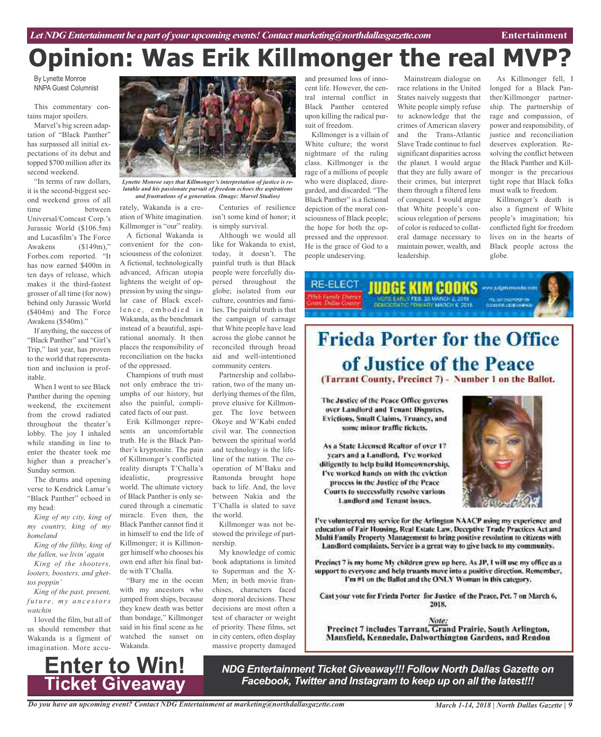# Opinion: Was Erik Killmonger the real MVP?

By Lynette Monroe
NNPA Guest Columnist

This commentary contains major spoilers.

Marvel's big screen adaptation of "Black Panther" has surpassed all initial expectations of its debut and topped $700 million after its second weekend.

"In terms of raw dollars, it is the second-biggest second weekend gross of all time between Universal/Comcast Corp.'s Jurassic World ($106.5m) and Lucasfilm's The Force Awakens ($149m)," Forbes.com reported. "It has now earned $400m in ten days of release, which makes it the third-fastest grosser of all time (for now) behind only Jurassic World ($404m) and The Force Awakens ($540m)."

If anything, the success of "Black Panther" and "Girl's Trip," last year, has proven to the world that representation and inclusion is profitable.

When I went to see Black Panther during the opening weekend, the excitement from the crowd radiated throughout the theater's lobby. The joy I inhaled while standing in line to enter the theater took me higher than a preacher's Sunday sermon.

The drums and opening verse to Kendrick Lamar's "Black Panther" echoed in my head:

*King of my city, king of my country, king of my homeland*

*King of the filthy, king of the fallen, we livin' again*

*King of the shooters, looters, boosters, and ghettos poppin'*

*King of the past, present, future, my ancestors watchin*

I loved the film, but all of us should remember that Wakanda is a figment of imagination. More accurately, Wakanda is a creation of White imagination. Killmonger is "our" reality.

*Lynette Monroe says that Killmonger's interpretation of justice is relatable and his passionate pursuit of freedom echoes the aspirations and frustrations of a generation. (Image: Marvel Studios)*

A fictional Wakanda is convenient for the consciousness of the colonizer. A fictional, technologically advanced, African utopia lightens the weight of oppression by using the singular case of Black excellence, embodied in Wakanda, as the benchmark instead of a beautiful, aspirational anomaly. It then places the responsibility of reconciliation on the backs of the oppressed.

Champions of truth must not only embrace the triumphs of our history, but also the painful, complicated facts of our past.

Erik Killmonger represents an uncomfortable truth. He is the Black Panther's kryptonite. The pain of Killmonger's conflicted reality disrupts T'Challa's idealistic, progressive world. The ultimate victory of Black Panther is only secured through a cinematic miracle. Even then, the Black Panther cannot find it in himself to end the life of Killmonger; it is Killmonger himself who chooses his own end after his final battle with T'Challa.

"Bury me in the ocean with my ancestors who jumped from ships, because they knew death was better than bondage," Killmonger said in his final scene as he watched the sunset on Wakanda.

Centuries of resilience isn't some kind of honor; it is simply survival.

Although we would all like for Wakanda to exist, today, it doesn't. The painful truth is that Black people were forcefully dispersed throughout the globe; isolated from our culture, countries and families. The painful truth is that the campaign of carnage that White people have lead across the globe cannot be reconciled through broad aid and well-intentioned community centers.

Partnership and collaboration, two of the many underlying themes of the film, prove elusive for Killmonger. The love between Okoye and W'Kabi ended civil war. The connection between the spiritual world and technology is the lifeline of the nation. The cooperation of M'Baku and Ramonda brought hope back to life. And, the love between Nakia and the T'Challa is slated to save the world.

Killmonger was not bestowed the privilege of partnership.

My knowledge of comic book adaptations is limited to Superman and the X-Men; in both movie franchises, characters faced deep moral decisions. These decisions are most often a test of character or weight of priority. These films, set in city centers, often display massive property damaged and presumed loss of innocent life. However, the central internal conflict in Black Panther centered upon killing the radical pursuit of freedom.

Killmonger is a villain of White culture; the worst nightmare of the ruling class. Killmonger is the rage of a millions of people who were displaced, disregarded, and discarded. "The Black Panther" is a fictional depiction of the moral consciousness of Black people; the hope for both the oppressed and the oppressor. He is the grace of God to a people undeserving.

Mainstream dialogue on race relations in the United States naively suggests that White people simply refuse to acknowledge that the crimes of American slavery and the Trans-Atlantic Slave Trade continue to fuel significant disparities across the planet. I would argue that they are fully aware of their crimes, but interpret them through a filtered lens of conquest. I would argue that White people's conscious relegation of persons of color is reduced to collateral damage necessary to maintain power, wealth, and leadership.

As Killmonger fell, I longed for a Black Panther/Killmonger partnership. The partnership of rage and compassion, of power and responsibility, of justice and reconciliation deserves exploration. Resolving the conflict between the Black Panther and Killmonger is the precarious tight rope that Black folks must walk to freedom.

Killmonger's death is also a figment of White people's imagination; his conflicted fight for freedom lives on in the hearts of Black people across the globe.

RE-ELECT **JUDGE KIM COOKS**
255th Family District Court, Dallas County
VOTE EARLY FEB. 20-MARCH 2, 2018
DEMOCRATIC PRIMARY MARCH 6, 2018

# Frieda Porter for the Office of Justice of the Peace

**(Tarrant County, Precinct 7) - Number 1 on the Ballot.**

**The Justice of the Peace Office governs over Landlord and Tenant Disputes, Evictions, Small Claims, Truancy, and some minor traffic tickets.**

**As a State Licensed Realtor of over 17 years and a Landlord, I've worked diligently to help build Homeownership. I've worked hands on with the eviction process in the Justice of the Peace Courts to successfully resolve various Landlord and Tenant issues.**

**I've volunteered my service for the Arlington NAACP using my experience and education of Fair Housing, Real Estate Law, Deceptive Trade Practices Act and Multi Family Property Management to bring positive resolution to citizens with Landlord complaints. Service is a great way to give back to my community.**

**Precinct 7 is my home My children grew up here. As JP, I will use my office as a support to everyone and help truants move into a positive direction. Remember, I'm #1 on the Ballot and the ONLY Woman in this category.**

**Cast your vote for Frieda Porter for Justice of the Peace, Pct. 7 on March 6, 2018.**

***Note:***
**Precinct 7 includes Tarrant, Grand Prairie, South Arlington, Mansfield, Kennedale, Dalworthington Gardens, and Rendon**

# Enter to Win!
## Ticket Giveaway

***NDG Entertainment Ticket Giveaway!!! Follow North Dallas Gazette on Facebook, Twitter and Instagram to keep up on all the latest!!!***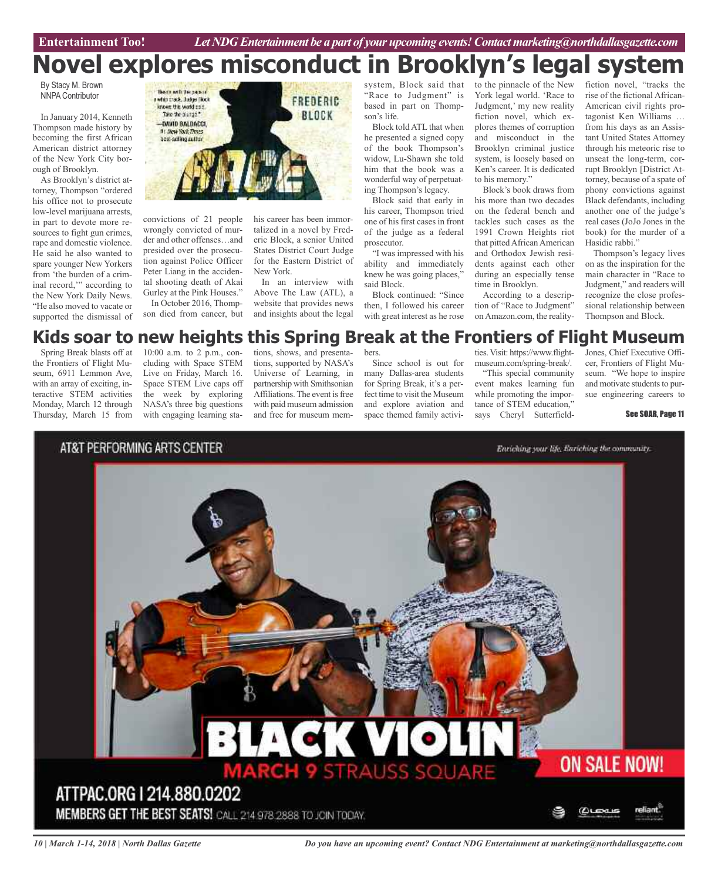Entertainment Too! *Let NDG Entertainment be a part of your upcoming events! Contact marketing@northdallasgazette.com*

# Novel explores misconduct in Brooklyn's legal system

By Stacy M. Brown
NNPA Contributor

In January 2014, Kenneth Thompson made history by becoming the first African American district attorney of the New York City borough of Brooklyn.

As Brooklyn's district attorney, Thompson "ordered his office not to prosecute low-level marijuana arrests, in part to devote more resources to fight gun crimes, rape and domestic violence. He said he also wanted to spare younger New Yorkers from 'the burden of a criminal record,'" according to the New York Daily News. "He also moved to vacate or supported the dismissal of convictions of 21 people wrongly convicted of murder and other offenses…and presided over the prosecution against Police Officer Peter Liang in the accidental shooting death of Akai Gurley at the Pink Houses."

In October 2016, Thompson died from cancer, but his career has been immortalized in a novel by Frederic Block, a senior United States District Court Judge for the Eastern District of New York.

In an interview with Above The Law (ATL), a website that provides news and insights about the legal system, Block said that "Race to Judgment" is based in part on Thompson's life.

Block told ATL that when he presented a signed copy of the book Thompson's widow, Lu-Shawn she told him that the book was a wonderful way of perpetuating Thompson's legacy.

Block said that early in his career, Thompson tried one of his first cases in front of the judge as a federal prosecutor.

"I was impressed with his ability and immediately knew he was going places," said Block.

Block continued: "Since then, I followed his career with great interest as he rose to the pinnacle of the New York legal world. 'Race to Judgment,' my new reality fiction novel, which explores themes of corruption and misconduct in the Brooklyn criminal justice system, is loosely based on Ken's career. It is dedicated to his memory."

Block's book draws from his more than two decades on the federal bench and tackles such cases as the 1991 Crown Heights riot that pitted African American and Orthodox Jewish residents against each other during an especially tense time in Brooklyn.

According to a description of "Race to Judgment" on Amazon.com, the reality-fiction novel, "tracks the rise of the fictional African-American civil rights protagonist Ken Williams … from his days as an Assistant United States Attorney through his meteoric rise to unseat the long-term, corrupt Brooklyn [District Attorney, because of a spate of phony convictions against Black defendants, including another one of the judge's real cases (JoJo Jones in the book) for the murder of a Hasidic rabbi."

Thompson's legacy lives on as the inspiration for the main character in "Race to Judgment," and readers will recognize the close professional relationship between Thompson and Block.

# Kids soar to new heights this Spring Break at the Frontiers of Flight Museum

Spring Break blasts off at the Frontiers of Flight Museum, 6911 Lemmon Ave, with an array of exciting, interactive STEM activities Monday, March 12 through Thursday, March 15 from 10:00 a.m. to 2 p.m., concluding with Space STEM Live on Friday, March 16. Space STEM Live caps off the week by exploring NASA's three big questions with engaging learning stations, shows, and presentations, supported by NASA's Universe of Learning, in partnership with Smithsonian Affiliations. The event is free with paid museum admission and free for museum members.

Since school is out for many Dallas-area students for Spring Break, it's a perfect time to visit the Museum and explore aviation and space themed family activities. Visit: https://www.flightmuseum.com/spring-break/.

"This special community event makes learning fun while promoting the importance of STEM education," says Cheryl Sutterfield-Jones, Chief Executive Officer, Frontiers of Flight Museum. "We hope to inspire and motivate students to pursue engineering careers to

See SOAR, Page 11

AT&T PERFORMING ARTS CENTER — *Enriching your life. Enriching the community.*

**BLACK VIOLIN**
MARCH 9 STRAUSS SQUARE
ON SALE NOW!

ATTPAC.ORG | 214.880.0202
MEMBERS GET THE BEST SEATS! CALL 214.978.2888 TO JOIN TODAY.

*Do you have an upcoming event? Contact NDG Entertainment at marketing@northdallasgazette.com*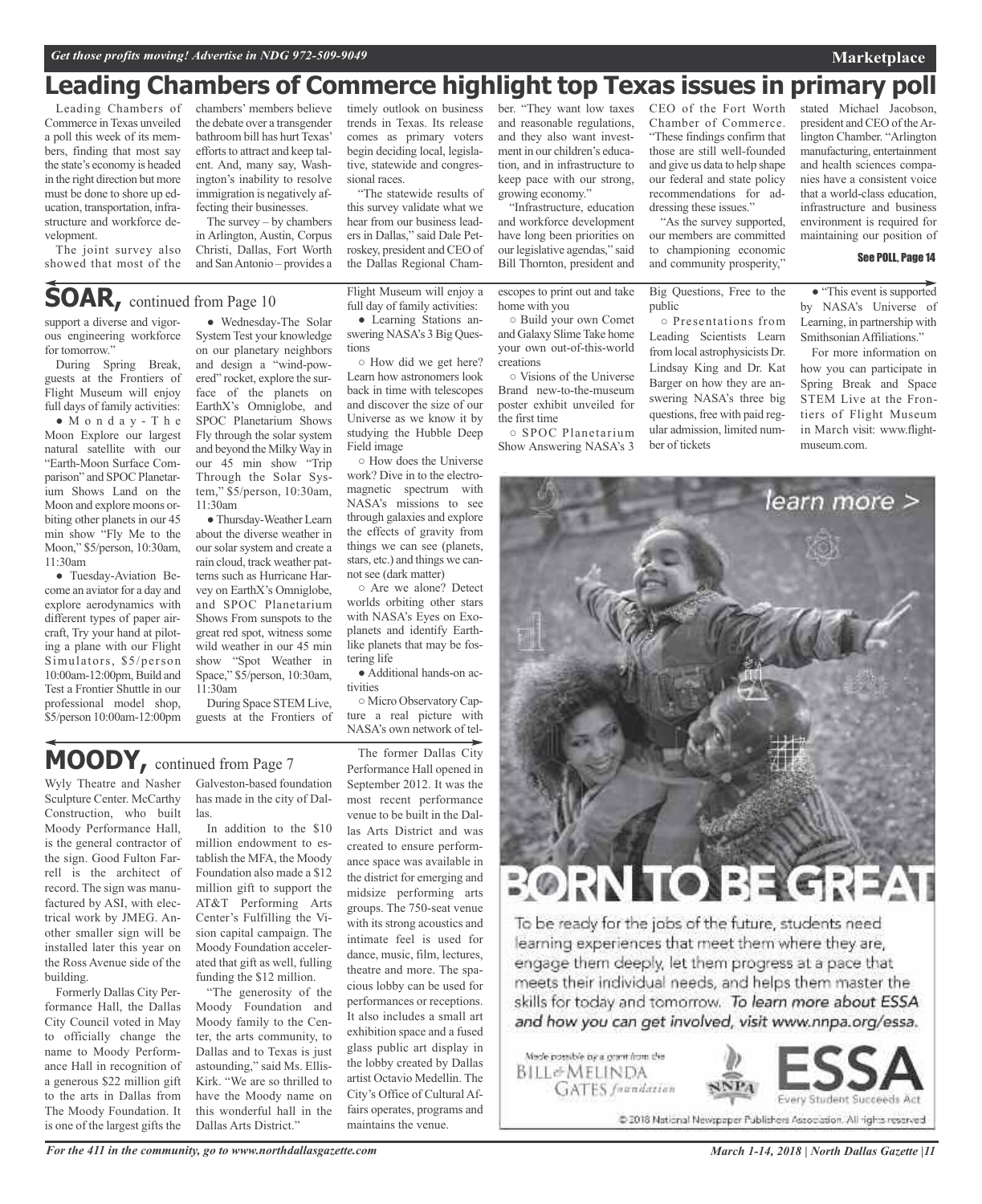# Leading Chambers of Commerce highlight top Texas issues in primary poll

Leading Chambers of Commerce in Texas unveiled a poll this week of its members, finding that most say the state's economy is headed in the right direction but more must be done to shore up education, transportation, infrastructure and workforce development.

The joint survey also showed that most of the chambers' members believe the debate over a transgender bathroom bill has hurt Texas' efforts to attract and keep talent. And, many say, Washington's inability to resolve immigration is negatively affecting their businesses.

The survey – by chambers in Arlington, Austin, Corpus Christi, Dallas, Fort Worth and San Antonio – provides a timely outlook on business trends in Texas. Its release comes as primary voters begin deciding local, legislative, statewide and congressional races.

"The statewide results of this survey validate what we hear from our business leaders in Dallas," said Dale Petroskey, president and CEO of the Dallas Regional Chamber. "They want low taxes and reasonable regulations, and they also want investment in our children's education, and in infrastructure to keep pace with our strong, growing economy."

"Infrastructure, education and workforce development have long been priorities on our legislative agendas," said Bill Thornton, president and CEO of the Fort Worth Chamber of Commerce. "These findings confirm that those are still well-founded and give us data to help shape our federal and state policy recommendations for addressing these issues."

"As the survey supported, our members are committed to championing economic and community prosperity," stated Michael Jacobson, president and CEO of the Arlington Chamber. "Arlington manufacturing, entertainment and health sciences companies have a consistent voice that a world-class education, infrastructure and business environment is required for maintaining our position of

See POLL, Page 14

## SOAR, continued from Page 10

support a diverse and vigorous engineering workforce for tomorrow."

During Spring Break, guests at the Frontiers of Flight Museum will enjoy full days of family activities:

- Monday-The Moon Explore our largest natural satellite with our "Earth-Moon Surface Comparison" and SPOC Planetarium Shows Land on the Moon and explore moons orbiting other planets in our 45 min show "Fly Me to the Moon," $5/person, 10:30am, 11:30am
- Tuesday-Aviation Become an aviator for a day and explore aerodynamics with different types of paper aircraft, Try your hand at piloting a plane with our Flight Simulators, $5/person 10:00am-12:00pm, Build and Test a Frontier Shuttle in our professional model shop, $5/person 10:00am-12:00pm
- Wednesday-The Solar System Test your knowledge on our planetary neighbors and design a "wind-powered" rocket, explore the surface of the planets on EarthX's Omniglobe, and SPOC Planetarium Shows Fly through the solar system and beyond the Milky Way in our 45 min show "Trip Through the Solar System," $5/person, 10:30am, 11:30am
- Thursday-Weather Learn about the diverse weather in our solar system and create a rain cloud, track weather patterns such as Hurricane Harvey on EarthX's Omniglobe, and SPOC Planetarium Shows From sunspots to the great red spot, witness some wild weather in our 45 min show "Spot Weather in Space," $5/person, 10:30am, 11:30am

During Space STEM Live, guests at the Frontiers of Flight Museum will enjoy a full day of family activities:

- Learning Stations answering NASA's 3 Big Questions
  - How did we get here? Learn how astronomers look back in time with telescopes and discover the size of our Universe as we know it by studying the Hubble Deep Field image
  - How does the Universe work? Dive in to the electromagnetic spectrum with NASA's missions to see through galaxies and explore the effects of gravity from things we can see (planets, stars, etc.) and things we cannot see (dark matter)
  - Are we alone? Detect worlds orbiting other stars with NASA's Eyes on Exoplanets and identify Earth-like planets that may be fostering life
- Additional hands-on activities
  - Micro Observatory Capture a real picture with NASA's own network of telescopes to print out and take home with you
  - Build your own Comet and Galaxy Slime Take home your own out-of-this-world creations
  - Visions of the Universe Brand new-to-the-museum poster exhibit unveiled for the first time
  - SPOC Planetarium Show Answering NASA's 3 Big Questions, Free to the public
  - Presentations from Leading Scientists Learn from local astrophysicists Dr. Lindsay King and Dr. Kat Barger on how they are answering NASA's three big questions, free with paid regular admission, limited number of tickets
- "This event is supported by NASA's Universe of Learning, in partnership with Smithsonian Affiliations."

For more information on how you can participate in Spring Break and Space STEM Live at the Frontiers of Flight Museum in March visit: www.flightmuseum.com.

## MOODY, continued from Page 7

Wyly Theatre and Nasher Sculpture Center. McCarthy Construction, who built Moody Performance Hall, is the general contractor of the sign. Good Fulton Farrell is the architect of record. The sign was manufactured by ASI, with electrical work by JMEG. Another smaller sign will be installed later this year on the Ross Avenue side of the building.

Formerly Dallas City Performance Hall, the Dallas City Council voted in May to officially change the name to Moody Performance Hall in recognition of a generous $22 million gift to the arts in Dallas from The Moody Foundation. It is one of the largest gifts the Galveston-based foundation has made in the city of Dallas.

In addition to the $10 million endowment to establish the MFA, the Moody Foundation also made a $12 million gift to support the AT&T Performing Arts Center's Fulfilling the Vision capital campaign. The Moody Foundation accelerated that gift as well, fulling funding the $12 million.

"The generosity of the Moody Foundation and Moody family to the Center, the arts community, to Dallas and to Texas is just astounding," said Ms. Ellis-Kirk. "We are so thrilled to have the Moody name on this wonderful hall in the Dallas Arts District."

The former Dallas City Performance Hall opened in September 2012. It was the most recent performance venue to be built in the Dallas Arts District and was created to ensure performance space was available in the district for emerging and midsize performing arts groups. The 750-seat venue with its strong acoustics and intimate feel is used for dance, music, film, lectures, theatre and more. The spacious lobby can be used for performances or receptions. It also includes a small art exhibition space and a fused glass public art display in the lobby created by Dallas artist Octavio Medellin. The City's Office of Cultural Affairs operates, programs and maintains the venue.

learn more >

BORN TO BE GREAT

To be ready for the jobs of the future, students need learning experiences that meet them where they are, engage them deeply, let them progress at a pace that meets their individual needs, and helps them master the skills for today and tomorrow. *To learn more about ESSA and how you can get involved, visit www.nnpa.org/essa.*

Made possible by a grant from the BILL & MELINDA GATES foundation

NNPA

ESSA Every Student Succeeds Act

© 2018 National Newspaper Publishers Association. All rights reserved.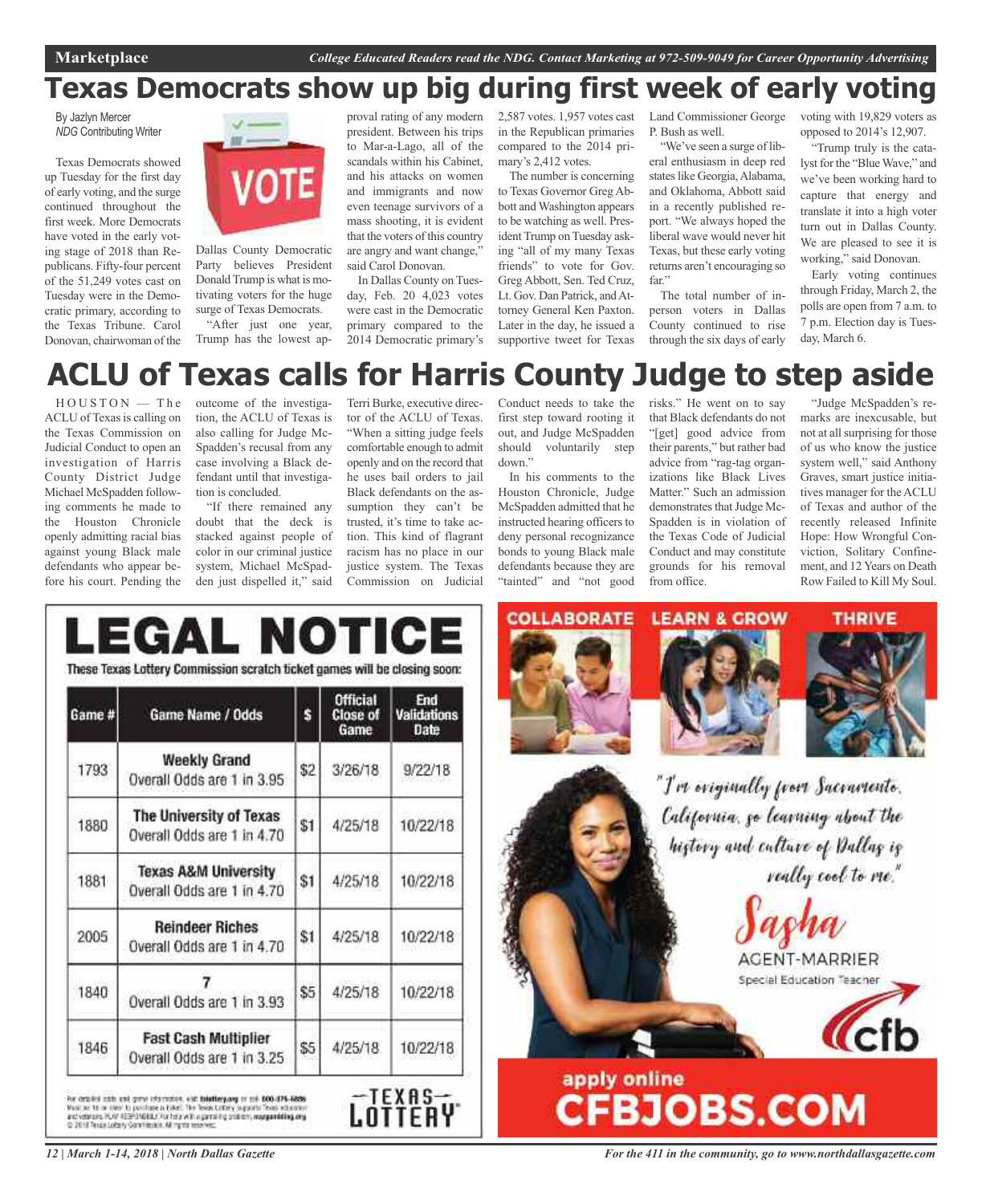# Texas Democrats show up big during first week of early voting

By Jazlyn Mercer
*NDG* Contributing Writer

Texas Democrats showed up Tuesday for the first day of early voting, and the surge continued throughout the first week. More Democrats have voted in the early voting stage of 2018 than Republicans. Fifty-four percent of the 51,249 votes cast on Tuesday were in the Democratic primary, according to the Texas Tribune. Carol Donovan, chairwoman of the Dallas County Democratic Party believes President Donald Trump is what is motivating voters for the huge surge of Texas Democrats.

"After just one year, Trump has the lowest approval rating of any modern president. Between his trips to Mar-a-Lago, all of the scandals within his Cabinet, and his attacks on women and immigrants and now even teenage survivors of a mass shooting, it is evident that the voters of this country are angry and want change," said Carol Donovan.

In Dallas County on Tuesday, Feb. 20 4,023 votes were cast in the Democratic primary compared to the 2014 Democratic primary's 2,587 votes. 1,957 votes cast in the Republican primaries compared to the 2014 primary's 2,412 votes.

The number is concerning to Texas Governor Greg Abbott and Washington appears to be watching as well. President Trump on Tuesday asking "all of my many Texas friends" to vote for Gov. Greg Abbott, Sen. Ted Cruz, Lt. Gov. Dan Patrick, and Attorney General Ken Paxton. Later in the day, he issued a supportive tweet for Texas Land Commissioner George P. Bush as well.

"We've seen a surge of liberal enthusiasm in deep red states like Georgia, Alabama, and Oklahoma, Abbott said in a recently published report. "We always hoped the liberal wave would never hit Texas, but these early voting returns aren't encouraging so far."

The total number of in-person voters in Dallas County continued to rise through the six days of early voting with 19,829 voters as opposed to 2014's 12,907.

"Trump truly is the catalyst for the "Blue Wave," and we've been working hard to capture that energy and translate it into a high voter turn out in Dallas County. We are pleased to see it is working," said Donovan.

Early voting continues through Friday, March 2, the polls are open from 7 a.m. to 7 p.m. Election day is Tuesday, March 6.

# ACLU of Texas calls for Harris County Judge to step aside

HOUSTON — The ACLU of Texas is calling on the Texas Commission on Judicial Conduct to open an investigation of Harris County District Judge Michael McSpadden following comments he made to the Houston Chronicle openly admitting racial bias against young Black male defendants who appear before his court. Pending the outcome of the investigation, the ACLU of Texas is also calling for Judge McSpadden's recusal from any case involving a Black defendant until that investigation is concluded.

"If there remained any doubt that the deck is stacked against people of color in our criminal justice system, Michael McSpadden just dispelled it," said Terri Burke, executive director of the ACLU of Texas. "When a sitting judge feels comfortable enough to admit openly and on the record that he uses bail orders to jail Black defendants on the assumption they can't be trusted, it's time to take action. This kind of flagrant racism has no place in our justice system. The Texas Commission on Judicial Conduct needs to take the first step toward rooting it out, and Judge McSpadden should voluntarily step down."

In his comments to the Houston Chronicle, Judge McSpadden admitted that he instructed hearing officers to deny personal recognizance bonds to young Black male defendants because they are "tainted" and "not good risks." He went on to say that Black defendants do not "[get] good advice from their parents," but rather bad advice from "rag-tag organizations like Black Lives Matter." Such an admission demonstrates that Judge McSpadden is in violation of the Texas Code of Judicial Conduct and may constitute grounds for his removal from office.

"Judge McSpadden's remarks are inexcusable, but not at all surprising for those of us who know the justice system well," said Anthony Graves, smart justice initiatives manager for the ACLU of Texas and author of the recently released Infinite Hope: How Wrongful Conviction, Solitary Confinement, and 12 Years on Death Row Failed to Kill My Soul.

# LEGAL NOTICE

These Texas Lottery Commission scratch ticket games will be closing soon:

| Game # | Game Name / Odds | $ | Official Close of Game | End Validations Date |
|---|---|---|---|---|
| 1793 | **Weekly Grand** Overall Odds are 1 in 3.95 | $2 | 3/26/18 | 9/22/18 |
| 1880 | **The University of Texas** Overall Odds are 1 in 4.70 | $1 | 4/25/18 | 10/22/18 |
| 1881 | **Texas A&M University** Overall Odds are 1 in 4.70 | $1 | 4/25/18 | 10/22/18 |
| 2005 | **Reindeer Riches** Overall Odds are 1 in 4.70 | $1 | 4/25/18 | 10/22/18 |
| 1840 | **7** Overall Odds are 1 in 3.93 | $5 | 4/25/18 | 10/22/18 |
| 1846 | **Fast Cash Multiplier** Overall Odds are 1 in 3.25 | $5 | 4/25/18 | 10/22/18 |

For detailed odds and game information, visit txlottery.org or call 800-375-6886. Must be 18 or older to purchase a ticket. The Texas Lottery supports Texas education and veterans. PLAY RESPONSIBLY. For help with a gambling problem, ncpgambling.org. © 2018 Texas Lottery Commission. All rights reserved.

TEXAS LOTTERY

COLLABORATE LEARN & GROW THRIVE

"I'm originally from Sacramento, California, so learning about the history and culture of Dallas is really cool to me."

Sasha AGENT-MARRIER
Special Education Teacher

cfb

apply online
CFBJOBS.COM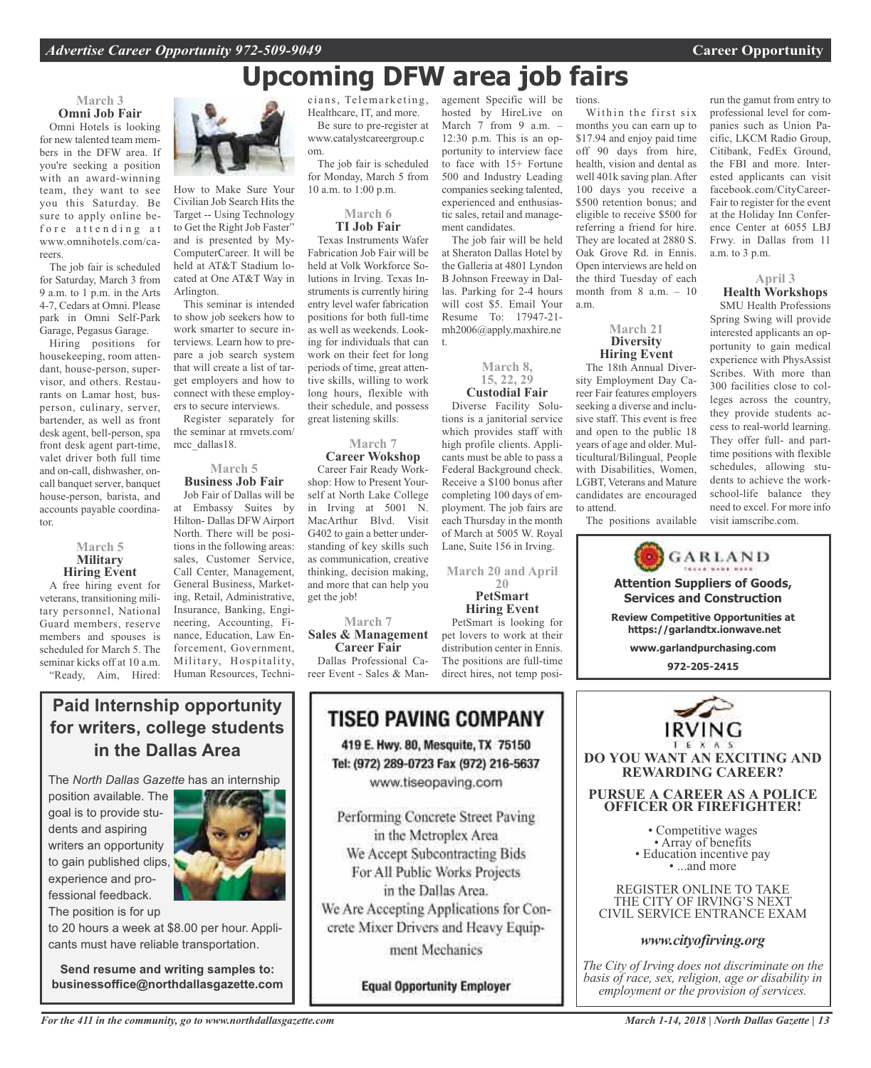# Upcoming DFW area job fairs

### March 3
### Omni Job Fair

Omni Hotels is looking for new talented team members in the DFW area. If you're seeking a position with an award-winning team, they want to see you this Saturday. Be sure to apply online before attending at www.omnihotels.com/careers.

The job fair is scheduled for Saturday, March 3 from 9 a.m. to 1 p.m. in the Arts 4-7, Cedars at Omni. Please park in Omni Self-Park Garage, Pegasus Garage.

Hiring positions for housekeeping, room attendant, house-person, supervisor, and others. Restaurants on Lamar host, busperson, culinary, server, bartender, as well as front desk agent, bell-person, spa front desk agent part-time, valet driver both full time and on-call, dishwasher, on-call banquet server, banquet house-person, barista, and accounts payable coordinator.

### March 5
### Military Hiring Event

A free hiring event for veterans, transitioning military personnel, National Guard members, reserve members and spouses is scheduled for March 5. The seminar kicks off at 10 a.m. "Ready, Aim, Hired: How to Make Sure Your Civilian Job Search Hits the Target -- Using Technology to Get the Right Job Faster" and is presented by MyComputerCareer. It will be held at AT&T Stadium located at One AT&T Way in Arlington.

This seminar is intended to show job seekers how to work smarter to secure interviews. Learn how to prepare a job search system that will create a list of target employers and how to connect with these employers to secure interviews.

Register separately for the seminar at rmvets.com/mcc_dallas18.

### March 5
### Business Job Fair

Job Fair of Dallas will be at Embassy Suites by Hilton- Dallas DFW Airport North. There will be positions in the following areas: sales, Customer Service, Call Center, Management, General Business, Marketing, Retail, Administrative, Insurance, Banking, Engineering, Accounting, Finance, Education, Law Enforcement, Government, Military, Hospitality, Human Resources, Technicians, Telemarketing, Healthcare, IT, and more.

Be sure to pre-register at www.catalystcareergroup.com.

The job fair is scheduled for Monday, March 5 from 10 a.m. to 1:00 p.m.

### March 6
### TI Job Fair

Texas Instruments Wafer Fabrication Job Fair will be held at Volk Workforce Solutions in Irving. Texas Instruments is currently hiring entry level wafer fabrication positions for both full-time as well as weekends. Looking for individuals that can work on their feet for long periods of time, great attentive skills, willing to work long hours, flexible with their schedule, and possess great listening skills.

### March 7
### Career Wokshop

Career Fair Ready Workshop: How to Present Yourself at North Lake College in Irving at 5001 N. MacArthur Blvd. Visit G402 to gain a better understanding of key skills such as communication, creative thinking, decision making, and more that can help you get the job!

### March 7
### Sales & Management Career Fair

Dallas Professional Career Event - Sales & Management Specific will be hosted by HireLive on March 7 from 9 a.m. – 12:30 p.m. This is an opportunity to interview face to face with 15+ Fortune 500 and Industry Leading companies seeking talented, experienced and enthusiastic sales, retail and management candidates.

The job fair will be held at Sheraton Dallas Hotel by the Galleria at 4801 Lyndon B Johnson Freeway in Dallas. Parking for 2-4 hours will cost $5. Email Your Resume To: 17947-21-mh2006@apply.maxhire.net.

### March 8, 15, 22, 29
### Custodial Fair

Diverse Facility Solutions is a janitorial service which provides staff with high profile clients. Applicants must be able to pass a Federal Background check. Receive a $100 bonus after completing 100 days of employment. The job fairs are each Thursday in the month of March at 5005 W. Royal Lane, Suite 156 in Irving.

### March 20 and April 20
### PetSmart Hiring Event

PetSmart is looking for pet lovers to work at their distribution center in Ennis. The positions are full-time direct hires, not temp positions.

Within the first six months you can earn up to $17.94 and enjoy paid time off 90 days from hire, health, vision and dental as well 401k saving plan. After 100 days you receive a $500 retention bonus; and eligible to receive $500 for referring a friend for hire. They are located at 2880 S. Oak Grove Rd. in Ennis. Open interviews are held on the third Tuesday of each month from 8 a.m. – 10 a.m.

### March 21
### Diversity Hiring Event

The 18th Annual Diversity Employment Day Career Fair features employers seeking a diverse and inclusive staff. This event is free and open to the public 18 years of age and older. Multicultural/Bilingual, People with Disabilities, Women, LGBT, Veterans and Mature candidates are encouraged to attend.

The positions available run the gamut from entry to professional level for companies such as Union Pacific, LKCM Radio Group, Citibank, FedEx Ground, the FBI and more. Interested applicants can visit facebook.com/CityCareerFair to register for the event at the Holiday Inn Conference Center at 6055 LBJ Frwy. in Dallas from 11 a.m. to 3 p.m.

### April 3
### Health Workshops

SMU Health Professions Spring Swing will provide interested applicants an opportunity to gain medical experience with PhysAssist Scribes. With more than 300 facilities close to colleges across the country, they provide students access to real-world learning. They offer full- and part-time positions with flexible schedules, allowing students to achieve the work-school-life balance they need to excel. For more info visit iamscribe.com.

---

**GARLAND**

**Attention Suppliers of Goods, Services and Construction**

**Review Competitive Opportunities at https://garlandtx.ionwave.net**

**www.garlandpurchasing.com**

**972-205-2415**

---

## Paid Internship opportunity for writers, college students in the Dallas Area

The *North Dallas Gazette* has an internship position available. The goal is to provide students and aspiring writers an opportunity to gain published clips, experience and professional feedback. The position is for up to 20 hours a week at $8.00 per hour. Applicants must have reliable transportation.

**Send resume and writing samples to: businessoffice@northdallasgazette.com**

---

## TISEO PAVING COMPANY

419 E. Hwy. 80, Mesquite, TX 75150
Tel: (972) 289-0723 Fax (972) 216-5637
www.tiseopaving.com

Performing Concrete Street Paving in the Metroplex Area
We Accept Subcontracting Bids For All Public Works Projects in the Dallas Area.
We Are Accepting Applications for Concrete Mixer Drivers and Heavy Equipment Mechanics

**Equal Opportunity Employer**

---

**IRVING TEXAS**

**DO YOU WANT AN EXCITING AND REWARDING CAREER?**

**PURSUE A CAREER AS A POLICE OFFICER OR FIREFIGHTER!**

- Competitive wages
- Array of benefits
- Education incentive pay
- ...and more

REGISTER ONLINE TO TAKE THE CITY OF IRVING'S NEXT CIVIL SERVICE ENTRANCE EXAM

***www.cityofirving.org***

*The City of Irving does not discriminate on the basis of race, sex, religion, age or disability in employment or the provision of services.*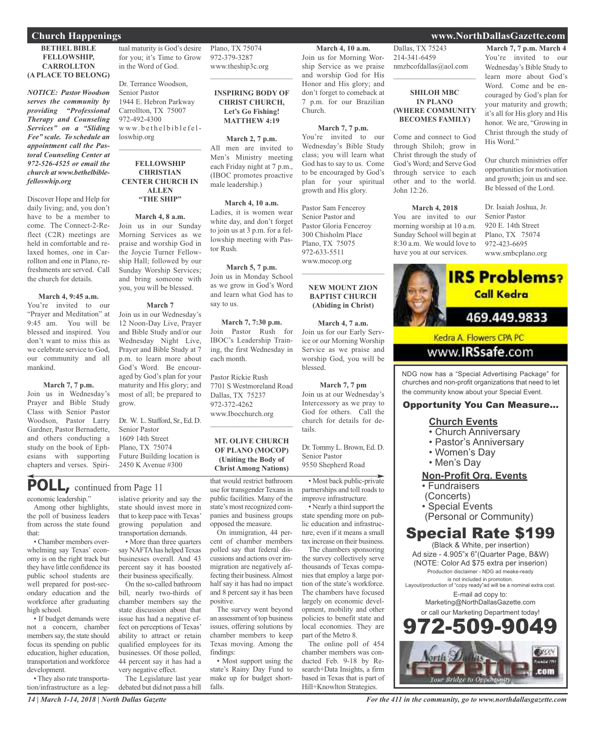## Church Happenings

### BETHEL BIBLE FELLOWSHIP, CARROLLTON (A PLACE TO BELONG)

***NOTICE: Pastor Woodson serves the community by providing "Professional Therapy and Counseling Services" on a "Sliding Fee" scale. To schedule an appointment call the Pastoral Counseling Center at 972-526-4525 or email the church at www.bethelbiblefelloswhip.org***

Discover Hope and Help for daily living; and, you don't have to be a member to come. The Connect-2-Reflect (C2R) meetings are held in comfortable and relaxed homes, one in Carrollton and one in Plano, refreshments are served. Call the church for details.

**March 4, 9:45 a.m.**
You're invited to our "Prayer and Meditation" at 9:45 am. You will be blessed and inspired. You don't want to miss this as we celebrate service to God, our community and all mankind.

**March 7, 7 p.m.**
Join us in Wednesday's Prayer and Bible Study Class with Senior Pastor Woodson, Pastor Larry Gardner, Pastor Bernadette, and others conducting a study on the book of Ephesians with supporting chapters and verses. Spiritual maturity is God's desire for you; it's Time to Grow in the Word of God.

Dr. Terrance Woodson,
Senior Pastor
1944 E. Hebron Parkway
Carrollton, TX 75007
972-492-4300
www.bethelbiblefelloswhip.org

### FELLOWSHIP CHRISTIAN CENTER CHURCH IN ALLEN "THE SHIP"

**March 4, 8 a.m.**
Join us in our Sunday Morning Services as we praise and worship God in the Joycie Turner Fellowship Hall; followed by our Sunday Worship Services; and bring someone with you, you will be blessed.

**March 7**
Join us in our Wednesday's 12 Noon-Day Live, Prayer and Bible Study and/or our Wednesday Night Live, Prayer and Bible Study at 7 p.m. to learn more about God's Word. Be encouraged by God's plan for your maturity and His glory; and most of all; be prepared to grow.

Dr. W. L. Stafford, Sr., Ed. D.
Senior Pastor
1609 14th Street
Plano, TX 75074
Future Building location is 2450 K Avenue #300
Plano, TX 75074
972-379-3287
www.theship3c.org

### INSPIRING BODY OF CHRIST CHURCH, Let's Go Fishing! MATTHEW 4:19

**March 2, 7 p.m.**
All men are invited to Men's Ministry meeting each Friday night at 7 p.m., (IBOC promotes proactive male leadership.)

**March 4, 10 a.m.**
Ladies, it is women wear white day, and don't forget to join us at 3 p.m. for a fellowship meeting with Pastor Rush.

**March 5, 7 p.m.**
Join us in Monday School as we grow in God's Word and learn what God has to say to us.

**March 7, 7:30 p.m.**
Join Pastor Rush for IBOC's Leadership Training, the first Wednesday in each month.

Pastor Rickie Rush
7701 S Westmoreland Road
Dallas, TX 75237
972-372-4262
www.Ibocchurch.org

### MT. OLIVE CHURCH OF PLANO (MOCOP) (Uniting the Body of Christ Among Nations)

**March 4, 10 a.m.**
Join us for Morning Worship Service as we praise and worship God for His Honor and His glory; and don't forget to comeback at 7 p.m. for our Brazilian Church.

**March 7, 7 p.m.**
You're invited to our Wednesday's Bible Study class; you will learn what God has to say to us. Come to be encouraged by God's plan for your spiritual growth and His glory.

Pastor Sam Fenceroy
Senior Pastor and
Pastor Gloria Fenceroy
300 Chisholm Place
Plano, TX 75075
972-633-5511
www.mocop.org

### NEW MOUNT ZION BAPTIST CHURCH (Abiding in Christ)

**March 4, 7 a.m.**
Join us for our Early Service or our Morning Worship Service as we praise and worship God, you will be blessed.

**March 7, 7 pm**
Join us at our Wednesday's Intercessory as we pray to God for others. Call the church for details for details.

Dr. Tommy L. Brown, Ed. D.
Senior Pastor
9550 Shepherd Road
Dallas, TX 75243
214-341-6459
nmzbcofdallas@aol.com

### SHILOH MBC IN PLANO (WHERE COMMUNITY BECOMES FAMILY)

Come and connect to God through Shiloh; grow in Christ through the study of God's Word; and Serve God through service to each other and to the world. John 12:26.

**March 4, 2018**
You are invited to our morning worship at 10 a.m. Sunday School will begin at 8:30 a.m. We would love to have you at our services.

**March 7, 7 p.m. March 4**
You're invited to our Wednesday's Bible Study to learn more about God's Word. Come and be encouraged by God's plan for your maturity and growth; it's all for His glory and His honor. We are, "Growing in Christ through the study of His Word."

Our church ministries offer opportunities for motivation and growth; join us and see. Be blessed of the Lord.

Dr. Isaiah Joshua, Jr.
Senior Pastor
920 E. 14th Street
Plano, TX 75074
972-423-6695
www.smbcplano.org

**IRS Problems? Call Kedra**
469.449.9833
Kedra A. Flowers CPA PC
www.IRSsafe.com

NDG now has a "Special Advertising Package" for churches and non-profit organizations that need to let the community know about your Special Event.

**Opportunity You Can Measure...**

**Church Events**
- Church Anniversary
- Pastor's Anniversary
- Women's Day
- Men's Day

**Non-Profit Org. Events**
- Fundraisers (Concerts)
- Special Events (Personal or Community)

**Special Rate $199**
(Black & White, per insertion)
Ad size - 4.905"x 6"(Quarter Page, B&W)
(NOTE: Color Ad $75 extra per inserion)
Production disclaimer - NDG ad meake-ready is not included in promotion.
Layout/production of "copy ready"ad will be a nominal extra cost.
E-mail ad copy to:
Marketing@NorthDallasGazette.com
or call our Marketing Department today!
**972-509-9049**

North Dallas Gazette .com — Your Bridge to Opportunity

## POLL, continued from Page 11

economic leadership."

Among other highlights, the poll of business leaders from across the state found that:

• Chamber members overwhelming say Texas' economy is on the right track but they have little confidence its public school students are well prepared for post-secondary education and the workforce after graduating high school.

• If budget demands were not a concern, chamber members say, the state should focus its spending on public education, higher education, transportation and workforce development.

• They also rate transportation/infrastructure as a legislative priority and say the state should invest more in that to keep pace with Texas' growing population and transportation demands.

• More than three quarters say NAFTA has helped Texas businesses overall. And 43 percent say it has boosted their business specifically.

On the so-called bathroom bill, nearly two-thirds of chamber members say the state discussion about that issue has had a negative effect on perceptions of Texas' ability to attract or retain qualified employees for its businesses. Of those polled, 44 percent say it has had a very negative effect.

The Legislature last year debated but did not pass a bill that would restrict bathroom use for transgender Texans in public facilities. Many of the state's most recognized companies and business groups opposed the measure.

On immigration, 44 percent of chamber members polled say that federal discussions and actions over immigration are negatively affecting their business. Almost half say it has had no impact and 8 percent say it has been positive.

The survey went beyond an assessment of top business issues, offering solutions by chamber members to keep Texas moving. Among the findings:

• Most support using the state's Rainy Day Fund to make up for budget shortfalls.

• Most back public-private partnerships and toll roads to improve infrastructure.

• Nearly a third support the state spending more on public education and infrastructure, even if it means a small tax increase on their business.

The chambers sponsoring the survey collectively serve thousands of Texas companies that employ a large portion of the state's workforce. The chambers have focused largely on economic development, mobility and other policies to benefit state and local economies. They are part of the Metro 8.

The online poll of 454 chamber members was conducted Feb. 9-18 by Research+Data Insights, a firm based in Texas that is part of Hill+Knowlton Strategies.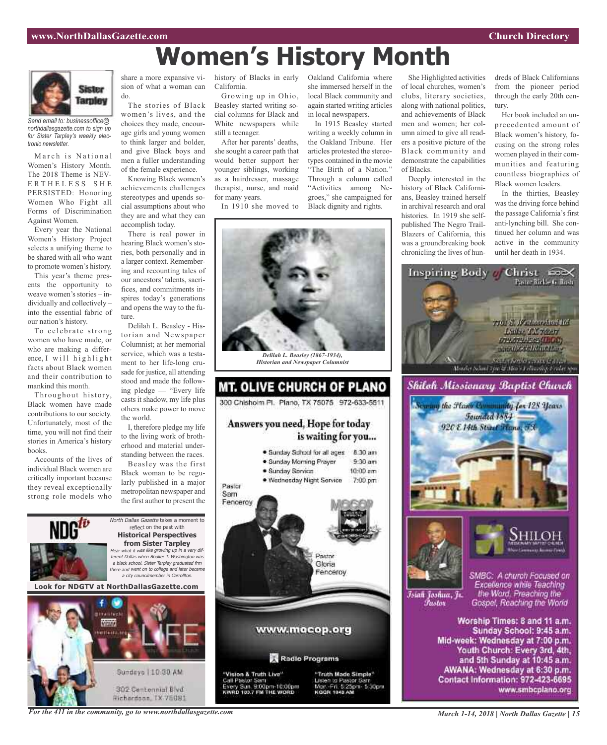# Women's History Month

**Sister Tarpley**

*Send email to: businessoffice@northdallasgazette.com to sign up for Sister Tarpley's weekly electronic newsletter.*

March is National Women's History Month. The 2018 Theme is NEVERTHELESS SHE PERSISTED: Honoring Women Who Fight all Forms of Discrimination Against Women.

Every year the National Women's History Project selects a unifying theme to be shared with all who want to promote women's history.

This year's theme presents the opportunity to weave women's stories – individually and collectively – into the essential fabric of our nation's history.

To celebrate strong women who have made, or who are making a difference, I will highlight facts about Black women and their contribution to mankind this month.

Throughout history, Black women have made contributions to our society. Unfortunately, most of the time, you will not find their stories in America's history books.

Accounts of the lives of individual Black women are critically important because they reveal exceptionally strong role models who share a more expansive vision of what a woman can do.

The stories of Black women's lives, and the choices they made, encourage girls and young women to think larger and bolder, and give Black boys and men a fuller understanding of the female experience.

Knowing Black women's achievements challenges stereotypes and upends social assumptions about who they are and what they can accomplish today.

There is real power in hearing Black women's stories, both personally and in a larger context. Remembering and recounting tales of our ancestors' talents, sacrifices, and commitments inspires today's generations and opens the way to the future.

Delilah L. Beasley - Historian and Newspaper Columnist; at her memorial service, which was a testament to her life-long crusade for justice, all attending stood and made the following pledge — "Every life casts it shadow, my life plus others make power to move the world.

I, therefore pledge my life to the living work of brotherhood and material understanding between the races.

Beasley was the first Black woman to be regularly published in a major metropolitan newspaper and the first author to present the history of Blacks in early California.

Growing up in Ohio, Beasley started writing social columns for Black and White newspapers while still a teenager.

After her parents' deaths, she sought a career path that would better support her younger siblings, working as a hairdresser, massage therapist, nurse, and maid for many years.

In 1910 she moved to Oakland California where she immersed herself in the local Black community and again started writing articles in local newspapers.

In 1915 Beasley started writing a weekly column in the Oakland Tribune. Her articles protested the stereotypes contained in the movie "The Birth of a Nation." Through a column called "Activities among Negroes," she campaigned for Black dignity and rights.

She Highlighted activities of local churches, women's clubs, literary societies, along with national politics, and achievements of Black men and women; her column aimed to give all readers a positive picture of the Black community and demonstrate the capabilities of Blacks.

Deeply interested in the history of Black Californians, Beasley trained herself in archival research and oral histories. In 1919 she self-published The Negro Trail-Blazers of California, this was a groundbreaking book chronicling the lives of hundreds of Black Californians from the pioneer period through the early 20th century.

Her book included an unprecedented amount of Black women's history, focusing on the strong roles women played in their communities and featuring countless biographies of Black women leaders.

In the thirties, Beasley was the driving force behind the passage California's first anti-lynching bill. She continued her column and was active in the community until her death in 1934.

*Delilah L. Beasley (1867-1934), Historian and Newspaper Columnist*

---

**NDG tv**

*North Dallas Gazette* takes a moment to reflect on the past with

**Historical Perspectives from Sister Tarpley**

*Hear what it was like growing up in a very different Dallas when Booker T. Washington was a black school. Sister Tarpley graduated frm there and went on to college and later became a city councilmember in Carrollton.*

**Look for NDGTV at NorthDallasGazette.com**

---

LIFE

Sundays | 10:30 AM

302 Centennial Blvd
Richardson, TX 75081

---

## MT. OLIVE CHURCH OF PLANO

300 Chisholm Pl. Plano, TX 75075 972-633-5511

**Answers you need, Hope for today is waiting for you...**

- Sunday School for all ages 8:30 am
- Sunday Morning Prayer 9:30 am
- Sunday Service 10:00 am
- Wednesday Night Service 7:00 pm

Pastor Sam Fenceroy

Pastor Gloria Fenceroy

www.mocop.org

**Radio Programs**

"Vision & Truth Live"
Call Pastor Sam
Every Sun. 9:00pm-10:00pm
KWRD 103.7 FM THE WORD

"Truth Made Simple"
Listen to Pastor Sam
Mon.-Fri. 5:25pm- 5:30pm
KGGR 1040 AM

---

## Inspiring Body of Christ

Pastor Rickie G. Rush

7701 S. Westmoreland Rd
Dallas TX 75237
972.372.4262 (IBOC)
www.IBOCCHURCH.org

---

## Shiloh Missionary Baptist Church

Serving the Plano Community for 128 Years
Founded 1884
920 E 14th Street Plano, TX

SHILOH MISSIONARY BAPTIST CHURCH

Isiah Joshua, Jr. Pastor

SMBC: A church Focused on Excellence while Teaching the Word, Preaching the Gospel, Reaching the World

Worship Times: 8 and 11 a.m.
Sunday School: 9:45 a.m.
Mid-week: Wednesday at 7:00 p.m.
Youth Church: Every 3rd, 4th, and 5th Sunday at 10:45 a.m.
AWANA: Wednesday at 6:30 p.m.
Contact Information: 972-423-6695
www.smbcplano.org

---

*For the 411 in the community, go to www.northdallasgazette.com*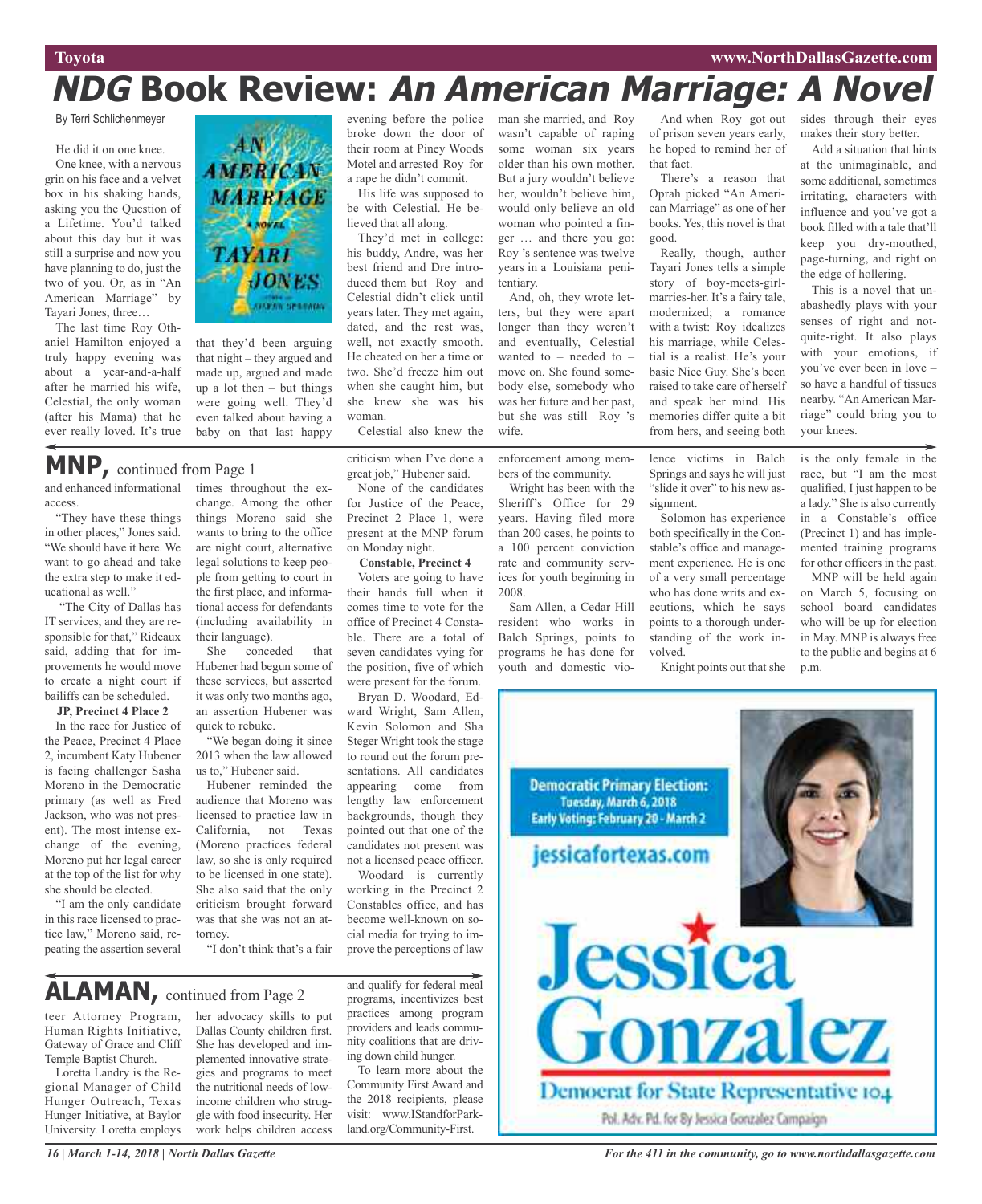# NDG Book Review: *An American Marriage: A Novel*

By Terri Schlichenmeyer

He did it on one knee.

One knee, with a nervous grin on his face and a velvet box in his shaking hands, asking you the Question of a Lifetime. You'd talked about this day but it was still a surprise and now you have planning to do, just the two of you. Or, as in "An American Marriage" by Tayari Jones, three…

The last time Roy Othaniel Hamilton enjoyed a truly happy evening was about a year-and-a-half after he married his wife, Celestial, the only woman (after his Mama) that he ever really loved. It's true that they'd been arguing that night – they argued and made up, argued and made up a lot then – but things were going well. They'd even talked about having a baby on that last happy evening before the police broke down the door of their room at Piney Woods Motel and arrested Roy for a rape he didn't commit.

His life was supposed to be with Celestial. He believed that all along.

They'd met in college: his buddy, Andre, was her best friend and Dre introduced them but Roy and Celestial didn't click until years later. They met again, dated, and the rest was, well, not exactly smooth. He cheated on her a time or two. She'd freeze him out when she caught him, but she knew she was his woman.

Celestial also knew the man she married, and Roy wasn't capable of raping some woman six years older than his own mother. But a jury wouldn't believe her, wouldn't believe him, would only believe an old woman who pointed a finger … and there you go: Roy 's sentence was twelve years in a Louisiana penitentiary.

And, oh, they wrote letters, but they were apart longer than they weren't and eventually, Celestial wanted to – needed to – move on. She found somebody else, somebody who was her future and her past, but she was still Roy 's wife.

And when Roy got out of prison seven years early, he hoped to remind her of that fact.

There's a reason that Oprah picked "An American Marriage" as one of her books. Yes, this novel is that good.

Really, though, author Tayari Jones tells a simple story of boy-meets-girl-marries-her. It's a fairy tale, modernized; a romance with a twist: Roy idealizes his marriage, while Celestial is a realist. He's your basic Nice Guy. She's been raised to take care of herself and speak her mind. His memories differ quite a bit from hers, and seeing both sides through their eyes makes their story better.

Add a situation that hints at the unimaginable, and some additional, sometimes irritating, characters with influence and you've got a book filled with a tale that'll keep you dry-mouthed, page-turning, and right on the edge of hollering.

This is a novel that unabashedly plays with your senses of right and not-quite-right. It also plays with your emotions, if you've ever been in love – so have a handful of tissues nearby. "An American Marriage" could bring you to your knees.

## MNP, continued from Page 1

and enhanced informational access.

"They have these things in other places," Jones said. "We should have it here. We want to go ahead and take the extra step to make it educational as well."

"The City of Dallas has IT services, and they are responsible for that," Rideaux said, adding that for improvements he would move to create a night court if bailiffs can be scheduled.

**JP, Precinct 4 Place 2**

In the race for Justice of the Peace, Precinct 4 Place 2, incumbent Katy Hubener is facing challenger Sasha Moreno in the Democratic primary (as well as Fred Jackson, who was not present). The most intense exchange of the evening, Moreno put her legal career at the top of the list for why she should be elected.

"I am the only candidate in this race licensed to practice law," Moreno said, repeating the assertion several times throughout the exchange. Among the other things Moreno said she wants to bring to the office are night court, alternative legal solutions to keep people from getting to court in the first place, and informational access for defendants (including availability in their language).

She conceded that Hubener had begun some of these services, but asserted it was only two months ago, an assertion Hubener was quick to rebuke.

"We began doing it since 2013 when the law allowed us to," Hubener said.

Hubener reminded the audience that Moreno was licensed to practice law in California, not Texas (Moreno practices federal law, so she is only required to be licensed in one state). She also said that the only criticism brought forward was that she was not an attorney.

"I don't think that's a fair criticism when I've done a great job," Hubener said.

None of the candidates for Justice of the Peace, Precinct 2 Place 1, were present at the MNP forum on Monday night.

**Constable, Precinct 4**

Voters are going to have their hands full when it comes time to vote for the office of Precinct 4 Constable. There are a total of seven candidates vying for the position, five of which were present for the forum.

Bryan D. Woodard, Edward Wright, Sam Allen, Kevin Solomon and Sha Steger Wright took the stage to round out the forum presentations. All candidates appearing come from lengthy law enforcement backgrounds, though they pointed out that one of the candidates not present was not a licensed peace officer.

Woodard is currently working in the Precinct 2 Constables office, and has become well-known on social media for trying to improve the perceptions of law enforcement among members of the community.

Wright has been with the Sheriff's Office for 29 years. Having filed more than 200 cases, he points to a 100 percent conviction rate and community services for youth beginning in 2008.

Sam Allen, a Cedar Hill resident who works in Balch Springs, points to programs he has done for youth and domestic violence victims in Balch Springs and says he will just "slide it over" to his new assignment.

Solomon has experience both specifically in the Constable's office and management experience. He is one of a very small percentage who has done writs and executions, which he says points to a thorough understanding of the work involved.

Knight points out that she is the only female in the race, but "I am the most qualified, I just happen to be a lady." She is also currently in a Constable's office (Precinct 1) and has implemented training programs for other officers in the past.

MNP will be held again on March 5, focusing on school board candidates who will be up for election in May. MNP is always free to the public and begins at 6 p.m.

## ALAMAN, continued from Page 2

teer Attorney Program, Human Rights Initiative, Gateway of Grace and Cliff Temple Baptist Church.

Loretta Landry is the Regional Manager of Child Hunger Outreach, Texas Hunger Initiative, at Baylor University. Loretta employs her advocacy skills to put Dallas County children first. She has developed and implemented innovative strategies and programs to meet the nutritional needs of low-income children who struggle with food insecurity. Her work helps children access and qualify for federal meal programs, incentivizes best practices among program providers and leads community coalitions that are driving down child hunger.

To learn more about the Community First Award and the 2018 recipients, please visit: www.IStandforParkland.org/Community-First.

**Democratic Primary Election:**
**Tuesday, March 6, 2018**
**Early Voting: February 20 - March 2**

jessicafortexas.com

# Jessica Gonzalez

Democrat for State Representative 104

Pol. Adv. Pd. for By Jessica Gonzalez Campaign